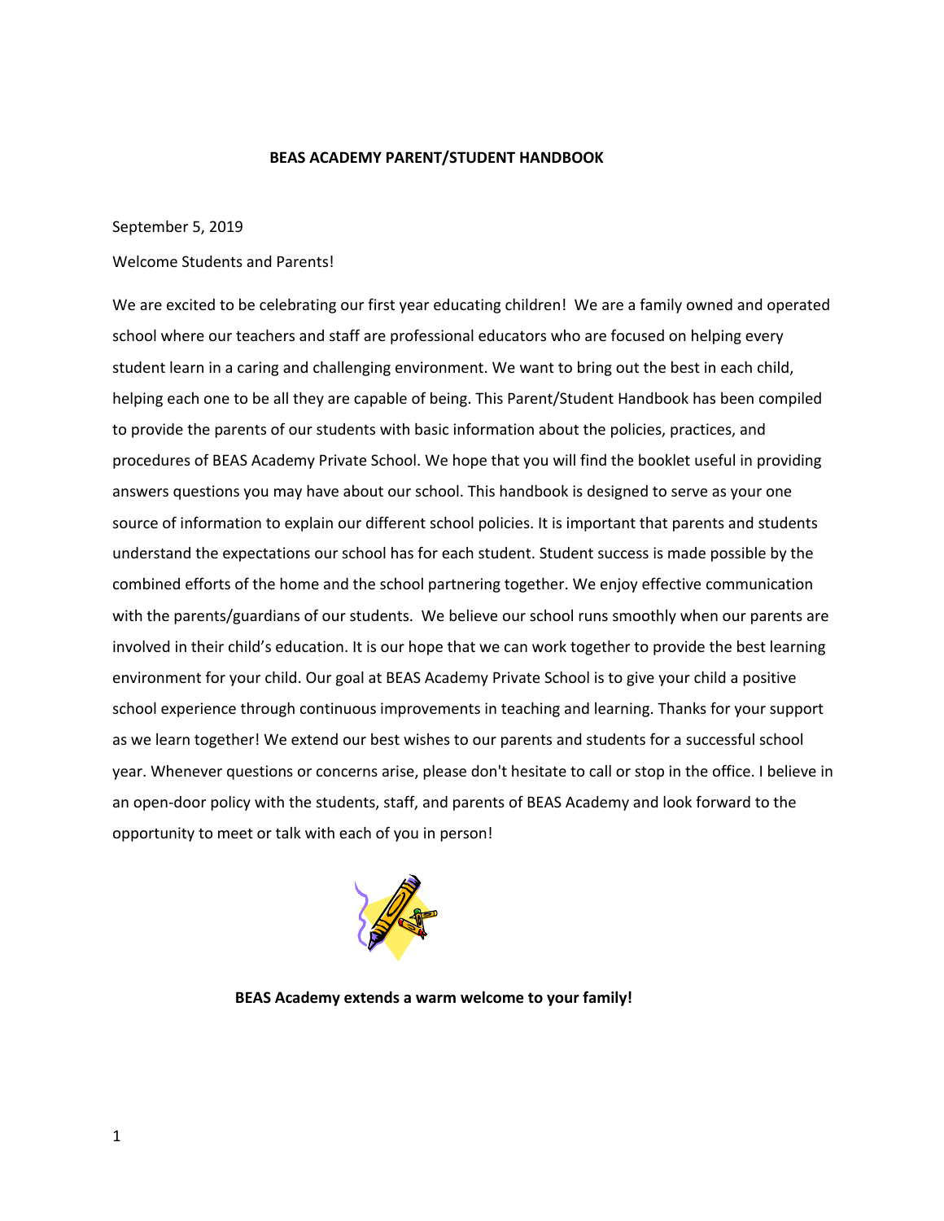# BEAS ACADEMY PARENT/STUDENT HANDBOOK

September 5, 2019

Welcome Students and Parents!

We are excited to be celebrating our first year educating children! We are a family owned and operated school where our teachers and staff are professional educators who are focused on helping every student learn in a caring and challenging environment. We want to bring out the best in each child, helping each one to be all they are capable of being. This Parent/Student Handbook has been compiled to provide the parents of our students with basic information about the policies, practices, and procedures of BEAS Academy Private School. We hope that you will find the booklet useful in providing answers questions you may have about our school. This handbook is designed to serve as your one source of information to explain our different school policies. It is important that parents and students understand the expectations our school has for each student. Student success is made possible by the combined efforts of the home and the school partnering together. We enjoy effective communication with the parents/guardians of our students. We believe our school runs smoothly when our parents are involved in their child's education. It is our hope that we can work together to provide the best learning environment for your child. Our goal at BEAS Academy Private School is to give your child a positive school experience through continuous improvements in teaching and learning. Thanks for your support as we learn together! We extend our best wishes to our parents and students for a successful school year. Whenever questions or concerns arise, please don't hesitate to call or stop in the office. I believe in an open-door policy with the students, staff, and parents of BEAS Academy and look forward to the opportunity to meet or talk with each of you in person!

**BEAS Academy extends a warm welcome to your family!**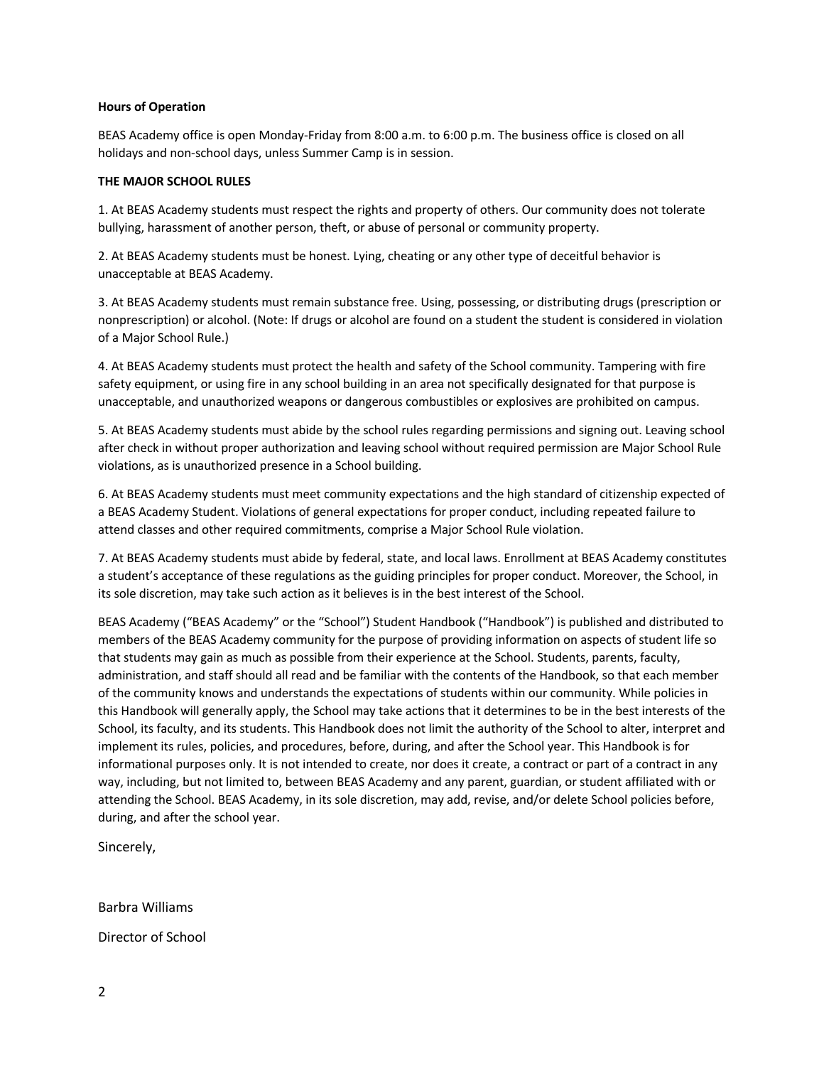**Hours of Operation**

BEAS Academy office is open Monday-Friday from 8:00 a.m. to 6:00 p.m. The business office is closed on all holidays and non-school days, unless Summer Camp is in session.

**THE MAJOR SCHOOL RULES**

1. At BEAS Academy students must respect the rights and property of others. Our community does not tolerate bullying, harassment of another person, theft, or abuse of personal or community property.

2. At BEAS Academy students must be honest. Lying, cheating or any other type of deceitful behavior is unacceptable at BEAS Academy.

3. At BEAS Academy students must remain substance free. Using, possessing, or distributing drugs (prescription or nonprescription) or alcohol. (Note: If drugs or alcohol are found on a student the student is considered in violation of a Major School Rule.)

4. At BEAS Academy students must protect the health and safety of the School community. Tampering with fire safety equipment, or using fire in any school building in an area not specifically designated for that purpose is unacceptable, and unauthorized weapons or dangerous combustibles or explosives are prohibited on campus.

5. At BEAS Academy students must abide by the school rules regarding permissions and signing out. Leaving school after check in without proper authorization and leaving school without required permission are Major School Rule violations, as is unauthorized presence in a School building.

6. At BEAS Academy students must meet community expectations and the high standard of citizenship expected of a BEAS Academy Student. Violations of general expectations for proper conduct, including repeated failure to attend classes and other required commitments, comprise a Major School Rule violation.

7. At BEAS Academy students must abide by federal, state, and local laws. Enrollment at BEAS Academy constitutes a student's acceptance of these regulations as the guiding principles for proper conduct. Moreover, the School, in its sole discretion, may take such action as it believes is in the best interest of the School.

BEAS Academy ("BEAS Academy" or the "School") Student Handbook ("Handbook") is published and distributed to members of the BEAS Academy community for the purpose of providing information on aspects of student life so that students may gain as much as possible from their experience at the School. Students, parents, faculty, administration, and staff should all read and be familiar with the contents of the Handbook, so that each member of the community knows and understands the expectations of students within our community. While policies in this Handbook will generally apply, the School may take actions that it determines to be in the best interests of the School, its faculty, and its students. This Handbook does not limit the authority of the School to alter, interpret and implement its rules, policies, and procedures, before, during, and after the School year. This Handbook is for informational purposes only. It is not intended to create, nor does it create, a contract or part of a contract in any way, including, but not limited to, between BEAS Academy and any parent, guardian, or student affiliated with or attending the School. BEAS Academy, in its sole discretion, may add, revise, and/or delete School policies before, during, and after the school year.

Sincerely,

Barbra Williams

Director of School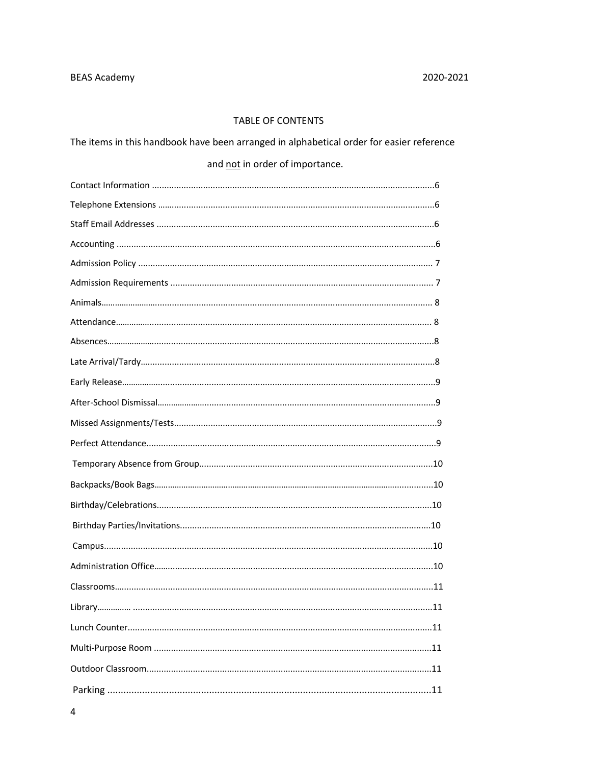## TABLE OF CONTENTS

The items in this handbook have been arranged in alphabetical order for easier reference and <u>not</u> in order of importance.

Contact Information ....................................................................................................6

Telephone Extensions ..................................................................................................6

Staff Email Addresses ..................................................................................................6

Accounting ....................................................................................................................6

Admission Policy ..........................................................................................................7

Admission Requirements .............................................................................................7

Animals..........................................................................................................................8

Attendance.....................................................................................................................8

Absences........................................................................................................................8

Late Arrival/Tardy..........................................................................................................8

Early Release..................................................................................................................9

After-School Dismissal...................................................................................................9

Missed Assignments/Tests.............................................................................................9

Perfect Attendance.........................................................................................................9

Temporary Absence from Group..................................................................................10

Backpacks/Book Bags...................................................................................................10

Birthday/Celebrations...................................................................................................10

Birthday Parties/Invitations..........................................................................................10

Campus.........................................................................................................................10

Administration Office....................................................................................................10

Classrooms....................................................................................................................11

Library...........................................................................................................................11

Lunch Counter...............................................................................................................11

Multi-Purpose Room .....................................................................................................11

Outdoor Classroom.......................................................................................................11

Parking ..........................................................................................................................11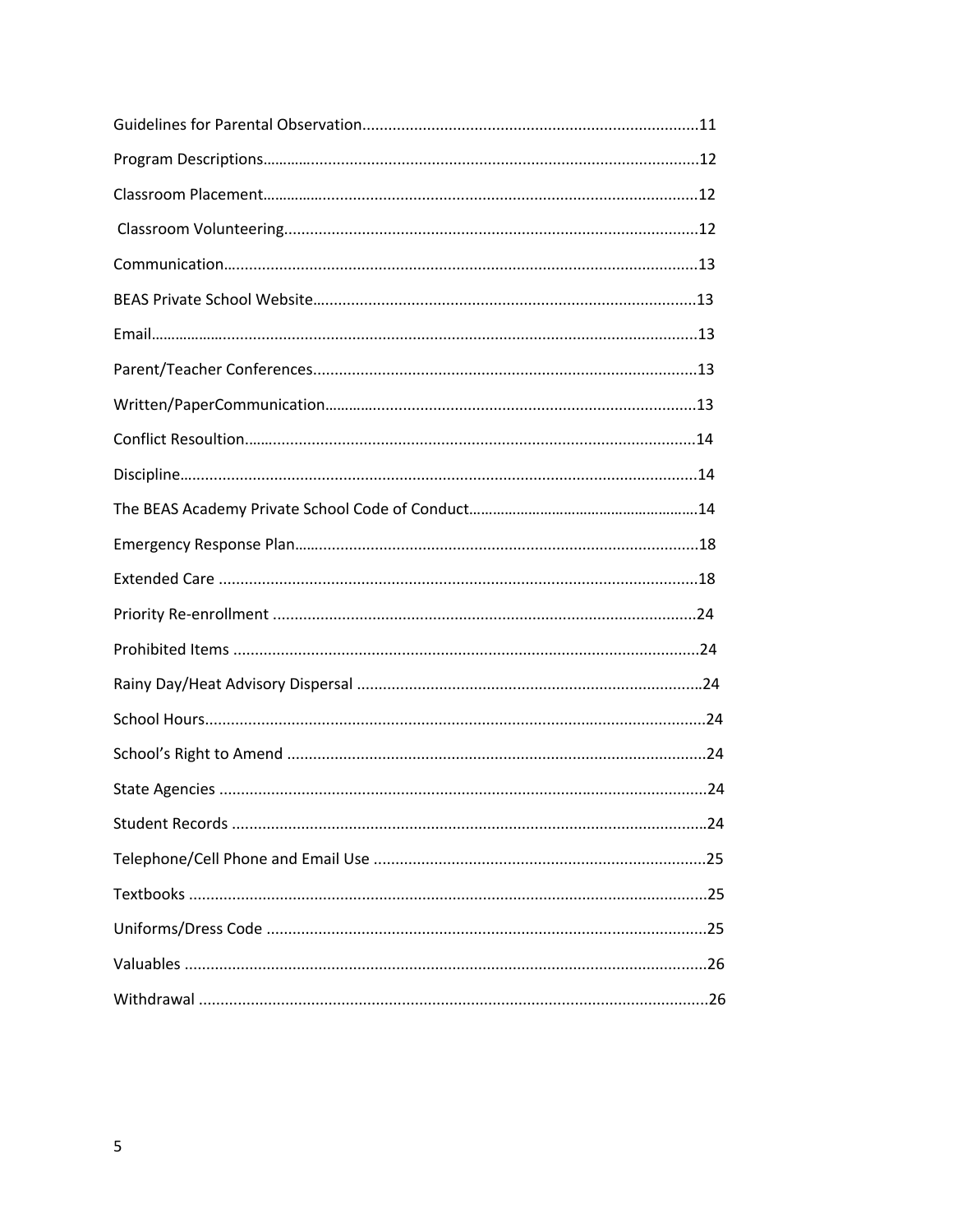Guidelines for Parental Observation.............................................................................11

Program Descriptions.......................................................................................................12

Classroom Placement......................................................................................................12

Classroom Volunteering...............................................................................................12

Communication.............................................................................................................13

BEAS Private School Website........................................................................................13

Email...............................................................................................................................13

Parent/Teacher Conferences........................................................................................13

Written/PaperCommunication.......................................................................................13

Conflict Resoultion.........................................................................................................14

Discipline........................................................................................................................14

The BEAS Academy Private School Code of Conduct.....................................................14

Emergency Response Plan.............................................................................................18

Extended Care ..............................................................................................................18

Priority Re-enrollment ..................................................................................................24

Prohibited Items ...........................................................................................................24

Rainy Day/Heat Advisory Dispersal ...............................................................................24

School Hours...................................................................................................................24

School's Right to Amend ................................................................................................24

State Agencies ................................................................................................................24

Student Records .............................................................................................................24

Telephone/Cell Phone and Email Use ............................................................................25

Textbooks .......................................................................................................................25

Uniforms/Dress Code .....................................................................................................25

Valuables ........................................................................................................................26

Withdrawal .....................................................................................................................26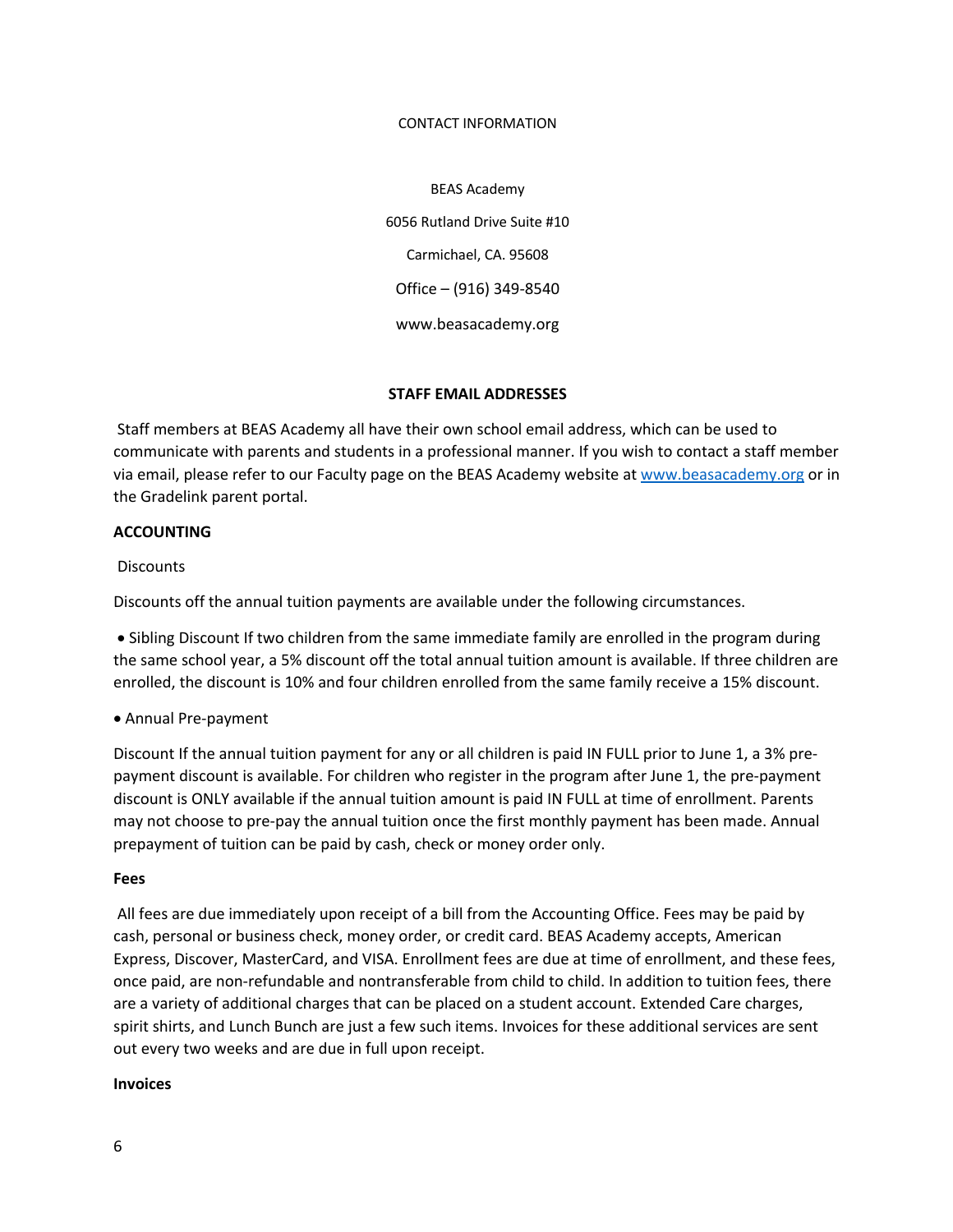CONTACT INFORMATION

BEAS Academy

6056 Rutland Drive Suite #10

Carmichael, CA. 95608

Office – (916) 349-8540

www.beasacademy.org

**STAFF EMAIL ADDRESSES**

Staff members at BEAS Academy all have their own school email address, which can be used to communicate with parents and students in a professional manner. If you wish to contact a staff member via email, please refer to our Faculty page on the BEAS Academy website at [www.beasacademy.org](www.beasacademy.org) or in the Gradelink parent portal.

**ACCOUNTING**

Discounts

Discounts off the annual tuition payments are available under the following circumstances.

- Sibling Discount If two children from the same immediate family are enrolled in the program during the same school year, a 5% discount off the total annual tuition amount is available. If three children are enrolled, the discount is 10% and four children enrolled from the same family receive a 15% discount.
- Annual Pre-payment

Discount If the annual tuition payment for any or all children is paid IN FULL prior to June 1, a 3% pre-payment discount is available. For children who register in the program after June 1, the pre-payment discount is ONLY available if the annual tuition amount is paid IN FULL at time of enrollment. Parents may not choose to pre-pay the annual tuition once the first monthly payment has been made. Annual prepayment of tuition can be paid by cash, check or money order only.

**Fees**

All fees are due immediately upon receipt of a bill from the Accounting Office. Fees may be paid by cash, personal or business check, money order, or credit card. BEAS Academy accepts, American Express, Discover, MasterCard, and VISA. Enrollment fees are due at time of enrollment, and these fees, once paid, are non-refundable and nontransferable from child to child. In addition to tuition fees, there are a variety of additional charges that can be placed on a student account. Extended Care charges, spirit shirts, and Lunch Bunch are just a few such items. Invoices for these additional services are sent out every two weeks and are due in full upon receipt.

**Invoices**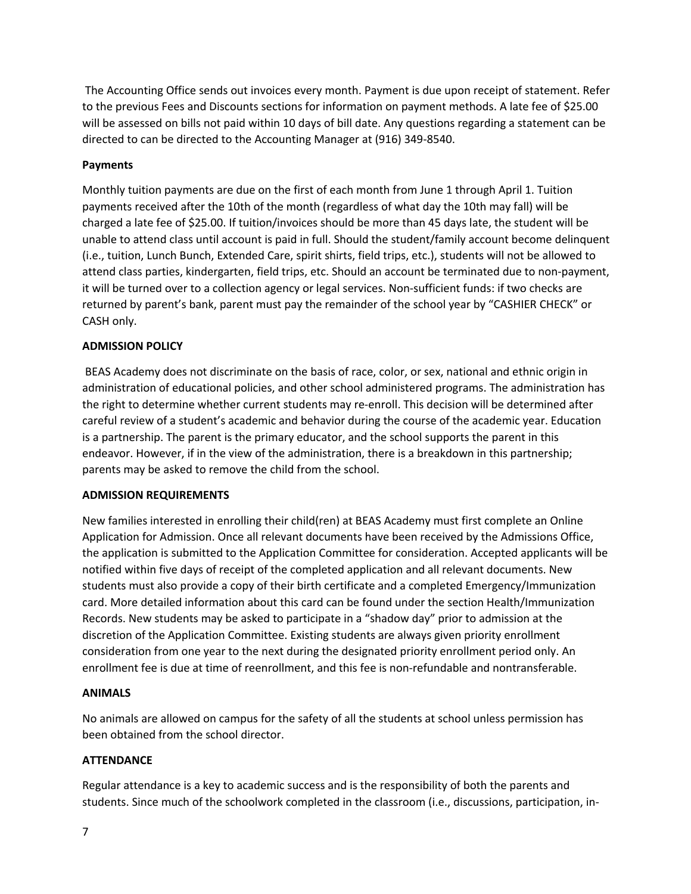The Accounting Office sends out invoices every month. Payment is due upon receipt of statement. Refer to the previous Fees and Discounts sections for information on payment methods. A late fee of $25.00 will be assessed on bills not paid within 10 days of bill date. Any questions regarding a statement can be directed to can be directed to the Accounting Manager at (916) 349-8540.

**Payments**

Monthly tuition payments are due on the first of each month from June 1 through April 1. Tuition payments received after the 10th of the month (regardless of what day the 10th may fall) will be charged a late fee of $25.00. If tuition/invoices should be more than 45 days late, the student will be unable to attend class until account is paid in full. Should the student/family account become delinquent (i.e., tuition, Lunch Bunch, Extended Care, spirit shirts, field trips, etc.), students will not be allowed to attend class parties, kindergarten, field trips, etc. Should an account be terminated due to non-payment, it will be turned over to a collection agency or legal services. Non-sufficient funds: if two checks are returned by parent's bank, parent must pay the remainder of the school year by "CASHIER CHECK" or CASH only.

**ADMISSION POLICY**

BEAS Academy does not discriminate on the basis of race, color, or sex, national and ethnic origin in administration of educational policies, and other school administered programs. The administration has the right to determine whether current students may re-enroll. This decision will be determined after careful review of a student's academic and behavior during the course of the academic year. Education is a partnership. The parent is the primary educator, and the school supports the parent in this endeavor. However, if in the view of the administration, there is a breakdown in this partnership; parents may be asked to remove the child from the school.

**ADMISSION REQUIREMENTS**

New families interested in enrolling their child(ren) at BEAS Academy must first complete an Online Application for Admission. Once all relevant documents have been received by the Admissions Office, the application is submitted to the Application Committee for consideration. Accepted applicants will be notified within five days of receipt of the completed application and all relevant documents. New students must also provide a copy of their birth certificate and a completed Emergency/Immunization card. More detailed information about this card can be found under the section Health/Immunization Records. New students may be asked to participate in a "shadow day" prior to admission at the discretion of the Application Committee. Existing students are always given priority enrollment consideration from one year to the next during the designated priority enrollment period only. An enrollment fee is due at time of reenrollment, and this fee is non-refundable and nontransferable.

**ANIMALS**

No animals are allowed on campus for the safety of all the students at school unless permission has been obtained from the school director.

**ATTENDANCE**

Regular attendance is a key to academic success and is the responsibility of both the parents and students. Since much of the schoolwork completed in the classroom (i.e., discussions, participation, in-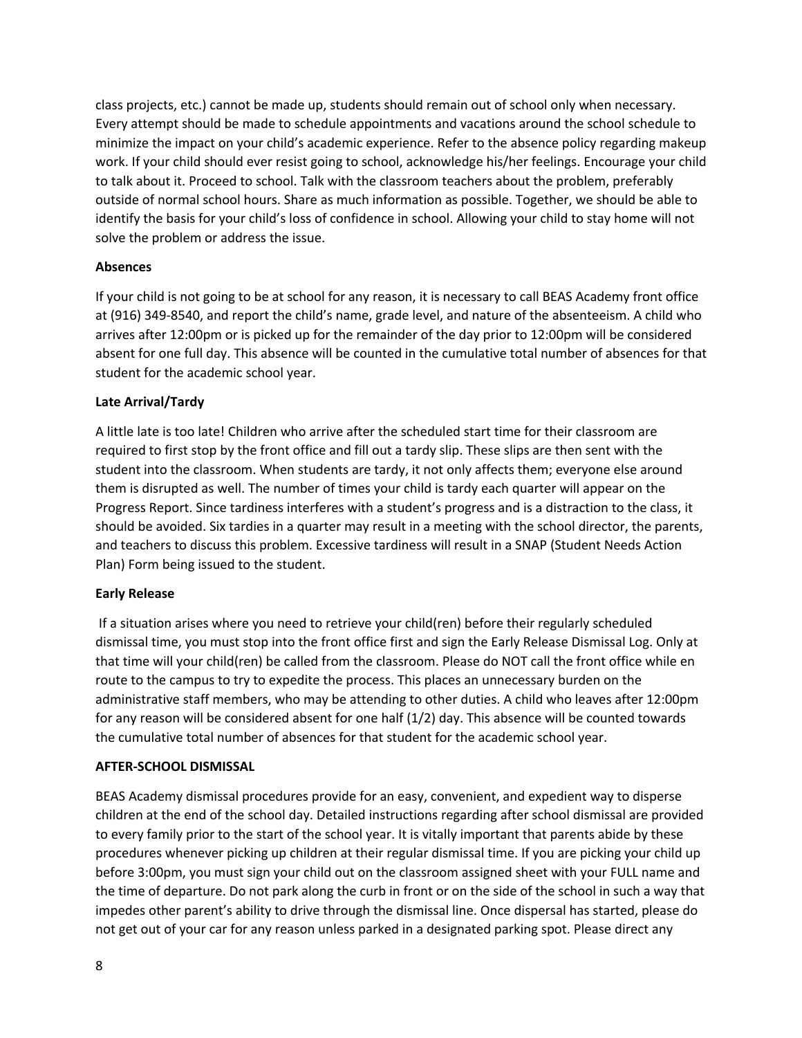class projects, etc.) cannot be made up, students should remain out of school only when necessary. Every attempt should be made to schedule appointments and vacations around the school schedule to minimize the impact on your child's academic experience. Refer to the absence policy regarding makeup work. If your child should ever resist going to school, acknowledge his/her feelings. Encourage your child to talk about it. Proceed to school. Talk with the classroom teachers about the problem, preferably outside of normal school hours. Share as much information as possible. Together, we should be able to identify the basis for your child's loss of confidence in school. Allowing your child to stay home will not solve the problem or address the issue.

**Absences**

If your child is not going to be at school for any reason, it is necessary to call BEAS Academy front office at (916) 349-8540, and report the child's name, grade level, and nature of the absenteeism. A child who arrives after 12:00pm or is picked up for the remainder of the day prior to 12:00pm will be considered absent for one full day. This absence will be counted in the cumulative total number of absences for that student for the academic school year.

**Late Arrival/Tardy**

A little late is too late! Children who arrive after the scheduled start time for their classroom are required to first stop by the front office and fill out a tardy slip. These slips are then sent with the student into the classroom. When students are tardy, it not only affects them; everyone else around them is disrupted as well. The number of times your child is tardy each quarter will appear on the Progress Report. Since tardiness interferes with a student's progress and is a distraction to the class, it should be avoided. Six tardies in a quarter may result in a meeting with the school director, the parents, and teachers to discuss this problem. Excessive tardiness will result in a SNAP (Student Needs Action Plan) Form being issued to the student.

**Early Release**

If a situation arises where you need to retrieve your child(ren) before their regularly scheduled dismissal time, you must stop into the front office first and sign the Early Release Dismissal Log. Only at that time will your child(ren) be called from the classroom. Please do NOT call the front office while en route to the campus to try to expedite the process. This places an unnecessary burden on the administrative staff members, who may be attending to other duties. A child who leaves after 12:00pm for any reason will be considered absent for one half (1/2) day. This absence will be counted towards the cumulative total number of absences for that student for the academic school year.

**AFTER-SCHOOL DISMISSAL**

BEAS Academy dismissal procedures provide for an easy, convenient, and expedient way to disperse children at the end of the school day. Detailed instructions regarding after school dismissal are provided to every family prior to the start of the school year. It is vitally important that parents abide by these procedures whenever picking up children at their regular dismissal time. If you are picking your child up before 3:00pm, you must sign your child out on the classroom assigned sheet with your FULL name and the time of departure. Do not park along the curb in front or on the side of the school in such a way that impedes other parent's ability to drive through the dismissal line. Once dispersal has started, please do not get out of your car for any reason unless parked in a designated parking spot. Please direct any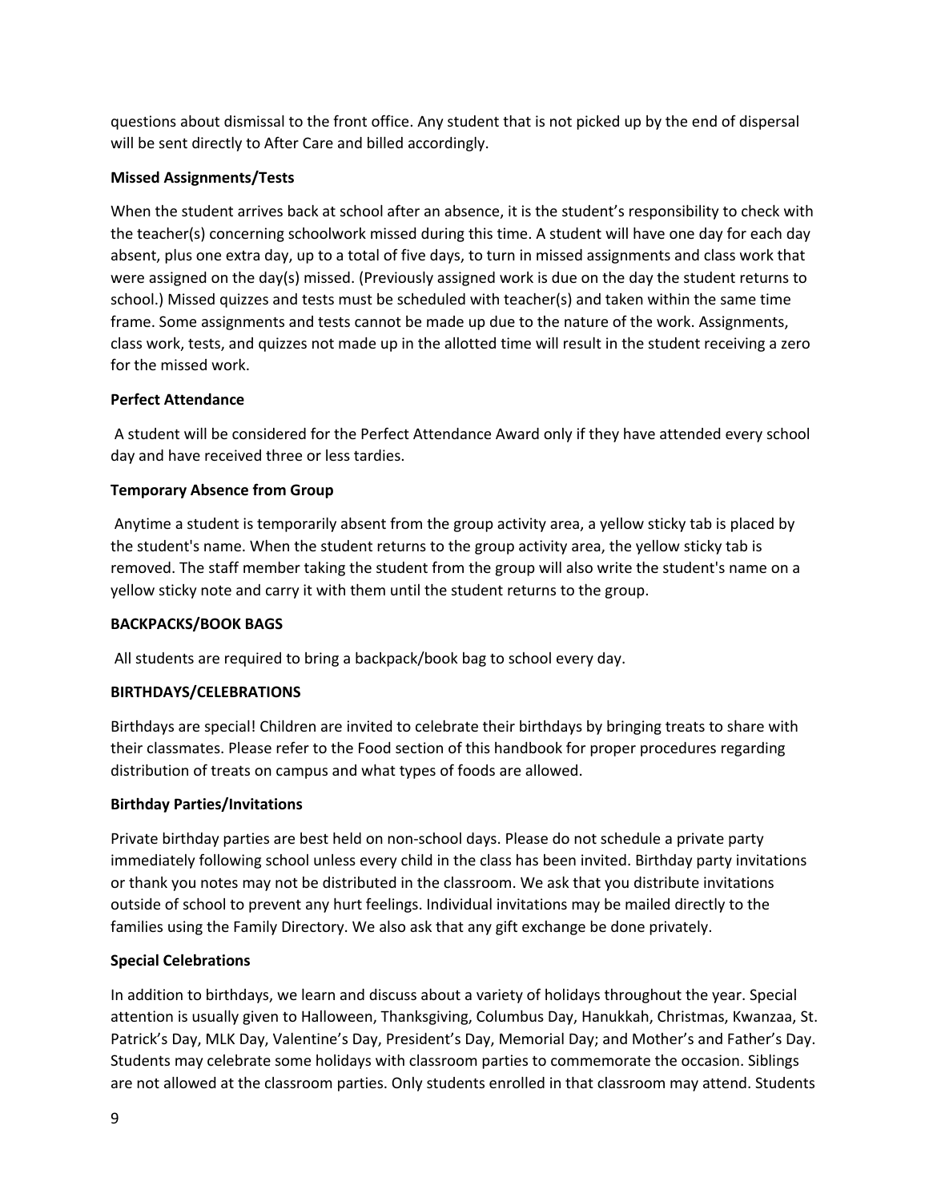questions about dismissal to the front office. Any student that is not picked up by the end of dispersal will be sent directly to After Care and billed accordingly.

**Missed Assignments/Tests**

When the student arrives back at school after an absence, it is the student's responsibility to check with the teacher(s) concerning schoolwork missed during this time. A student will have one day for each day absent, plus one extra day, up to a total of five days, to turn in missed assignments and class work that were assigned on the day(s) missed. (Previously assigned work is due on the day the student returns to school.) Missed quizzes and tests must be scheduled with teacher(s) and taken within the same time frame. Some assignments and tests cannot be made up due to the nature of the work. Assignments, class work, tests, and quizzes not made up in the allotted time will result in the student receiving a zero for the missed work.

**Perfect Attendance**

A student will be considered for the Perfect Attendance Award only if they have attended every school day and have received three or less tardies.

**Temporary Absence from Group**

Anytime a student is temporarily absent from the group activity area, a yellow sticky tab is placed by the student's name. When the student returns to the group activity area, the yellow sticky tab is removed. The staff member taking the student from the group will also write the student's name on a yellow sticky note and carry it with them until the student returns to the group.

**BACKPACKS/BOOK BAGS**

All students are required to bring a backpack/book bag to school every day.

**BIRTHDAYS/CELEBRATIONS**

Birthdays are special! Children are invited to celebrate their birthdays by bringing treats to share with their classmates. Please refer to the Food section of this handbook for proper procedures regarding distribution of treats on campus and what types of foods are allowed.

**Birthday Parties/Invitations**

Private birthday parties are best held on non-school days. Please do not schedule a private party immediately following school unless every child in the class has been invited. Birthday party invitations or thank you notes may not be distributed in the classroom. We ask that you distribute invitations outside of school to prevent any hurt feelings. Individual invitations may be mailed directly to the families using the Family Directory. We also ask that any gift exchange be done privately.

**Special Celebrations**

In addition to birthdays, we learn and discuss about a variety of holidays throughout the year. Special attention is usually given to Halloween, Thanksgiving, Columbus Day, Hanukkah, Christmas, Kwanzaa, St. Patrick's Day, MLK Day, Valentine's Day, President's Day, Memorial Day; and Mother's and Father's Day. Students may celebrate some holidays with classroom parties to commemorate the occasion. Siblings are not allowed at the classroom parties. Only students enrolled in that classroom may attend. Students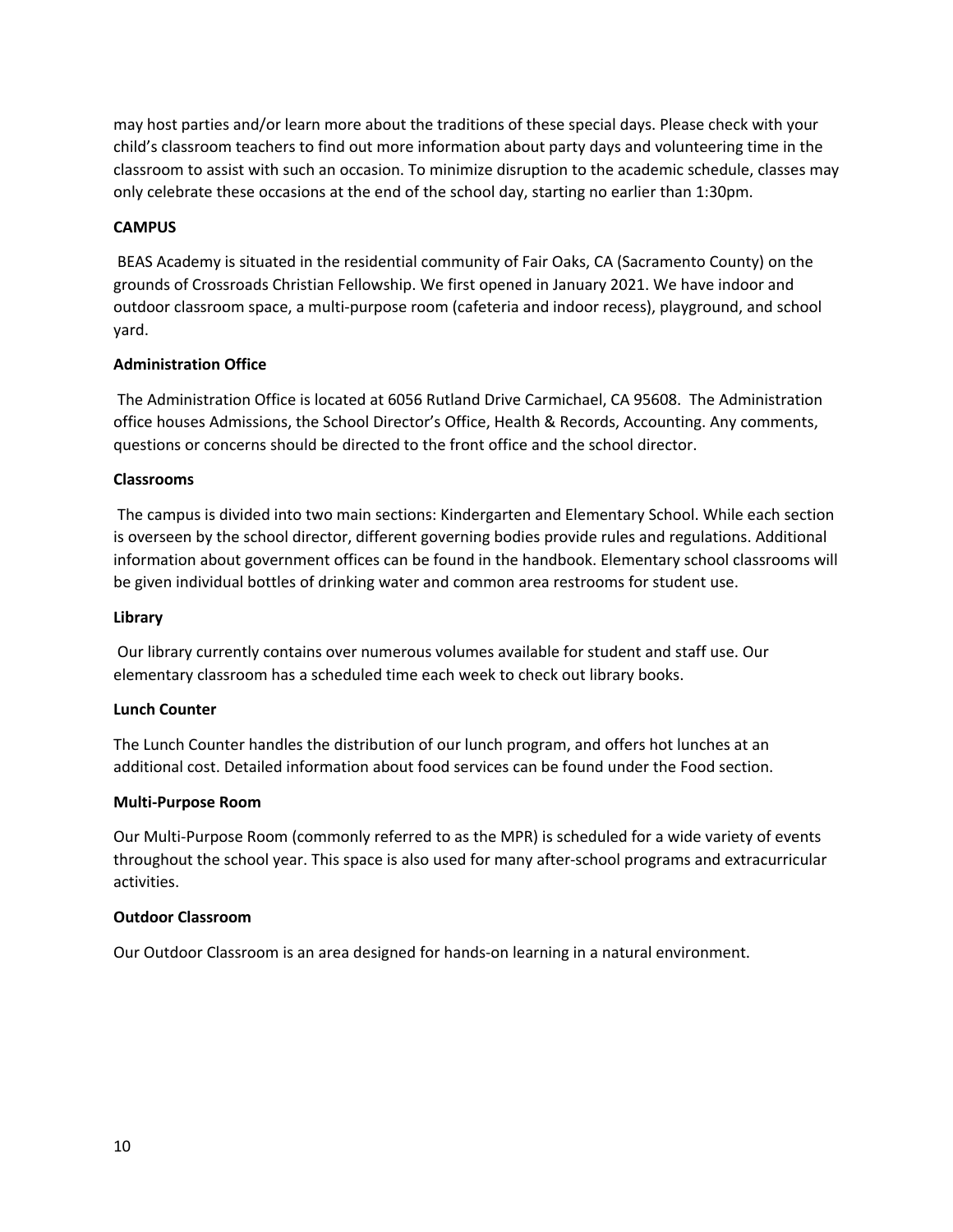may host parties and/or learn more about the traditions of these special days. Please check with your child's classroom teachers to find out more information about party days and volunteering time in the classroom to assist with such an occasion. To minimize disruption to the academic schedule, classes may only celebrate these occasions at the end of the school day, starting no earlier than 1:30pm.

## CAMPUS

BEAS Academy is situated in the residential community of Fair Oaks, CA (Sacramento County) on the grounds of Crossroads Christian Fellowship. We first opened in January 2021. We have indoor and outdoor classroom space, a multi-purpose room (cafeteria and indoor recess), playground, and school yard.

### Administration Office

The Administration Office is located at 6056 Rutland Drive Carmichael, CA 95608. The Administration office houses Admissions, the School Director's Office, Health & Records, Accounting. Any comments, questions or concerns should be directed to the front office and the school director.

### Classrooms

The campus is divided into two main sections: Kindergarten and Elementary School. While each section is overseen by the school director, different governing bodies provide rules and regulations. Additional information about government offices can be found in the handbook. Elementary school classrooms will be given individual bottles of drinking water and common area restrooms for student use.

### Library

Our library currently contains over numerous volumes available for student and staff use. Our elementary classroom has a scheduled time each week to check out library books.

### Lunch Counter

The Lunch Counter handles the distribution of our lunch program, and offers hot lunches at an additional cost. Detailed information about food services can be found under the Food section.

### Multi-Purpose Room

Our Multi-Purpose Room (commonly referred to as the MPR) is scheduled for a wide variety of events throughout the school year. This space is also used for many after-school programs and extracurricular activities.

### Outdoor Classroom

Our Outdoor Classroom is an area designed for hands-on learning in a natural environment.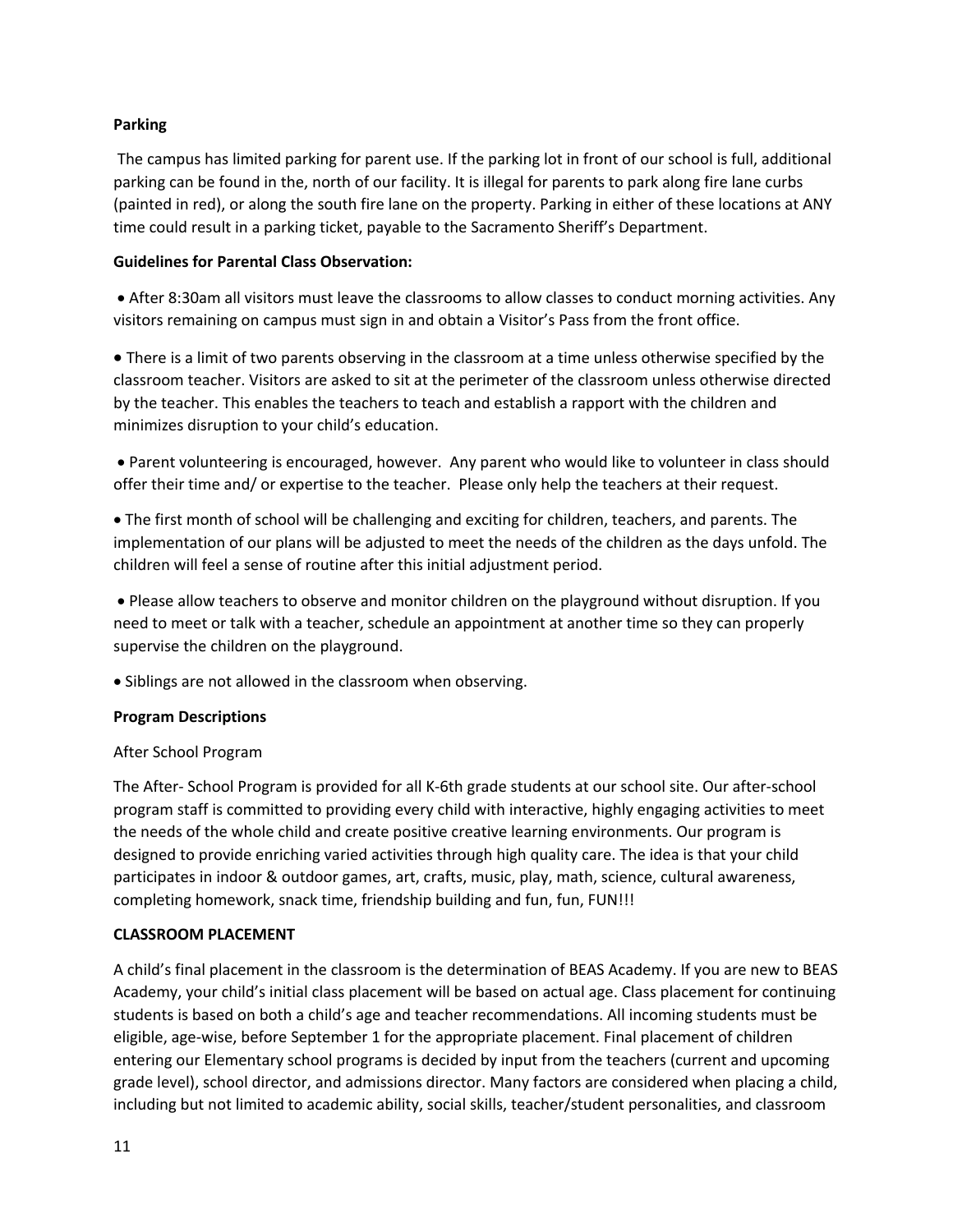**Parking**

The campus has limited parking for parent use. If the parking lot in front of our school is full, additional parking can be found in the, north of our facility. It is illegal for parents to park along fire lane curbs (painted in red), or along the south fire lane on the property. Parking in either of these locations at ANY time could result in a parking ticket, payable to the Sacramento Sheriff's Department.

**Guidelines for Parental Class Observation:**

- After 8:30am all visitors must leave the classrooms to allow classes to conduct morning activities. Any visitors remaining on campus must sign in and obtain a Visitor's Pass from the front office.
- There is a limit of two parents observing in the classroom at a time unless otherwise specified by the classroom teacher. Visitors are asked to sit at the perimeter of the classroom unless otherwise directed by the teacher. This enables the teachers to teach and establish a rapport with the children and minimizes disruption to your child's education.
- Parent volunteering is encouraged, however. Any parent who would like to volunteer in class should offer their time and/ or expertise to the teacher. Please only help the teachers at their request.
- The first month of school will be challenging and exciting for children, teachers, and parents. The implementation of our plans will be adjusted to meet the needs of the children as the days unfold. The children will feel a sense of routine after this initial adjustment period.
- Please allow teachers to observe and monitor children on the playground without disruption. If you need to meet or talk with a teacher, schedule an appointment at another time so they can properly supervise the children on the playground.
- Siblings are not allowed in the classroom when observing.

**Program Descriptions**

After School Program

The After- School Program is provided for all K-6th grade students at our school site. Our after-school program staff is committed to providing every child with interactive, highly engaging activities to meet the needs of the whole child and create positive creative learning environments. Our program is designed to provide enriching varied activities through high quality care. The idea is that your child participates in indoor & outdoor games, art, crafts, music, play, math, science, cultural awareness, completing homework, snack time, friendship building and fun, fun, FUN!!!

**CLASSROOM PLACEMENT**

A child's final placement in the classroom is the determination of BEAS Academy. If you are new to BEAS Academy, your child's initial class placement will be based on actual age. Class placement for continuing students is based on both a child's age and teacher recommendations. All incoming students must be eligible, age-wise, before September 1 for the appropriate placement. Final placement of children entering our Elementary school programs is decided by input from the teachers (current and upcoming grade level), school director, and admissions director. Many factors are considered when placing a child, including but not limited to academic ability, social skills, teacher/student personalities, and classroom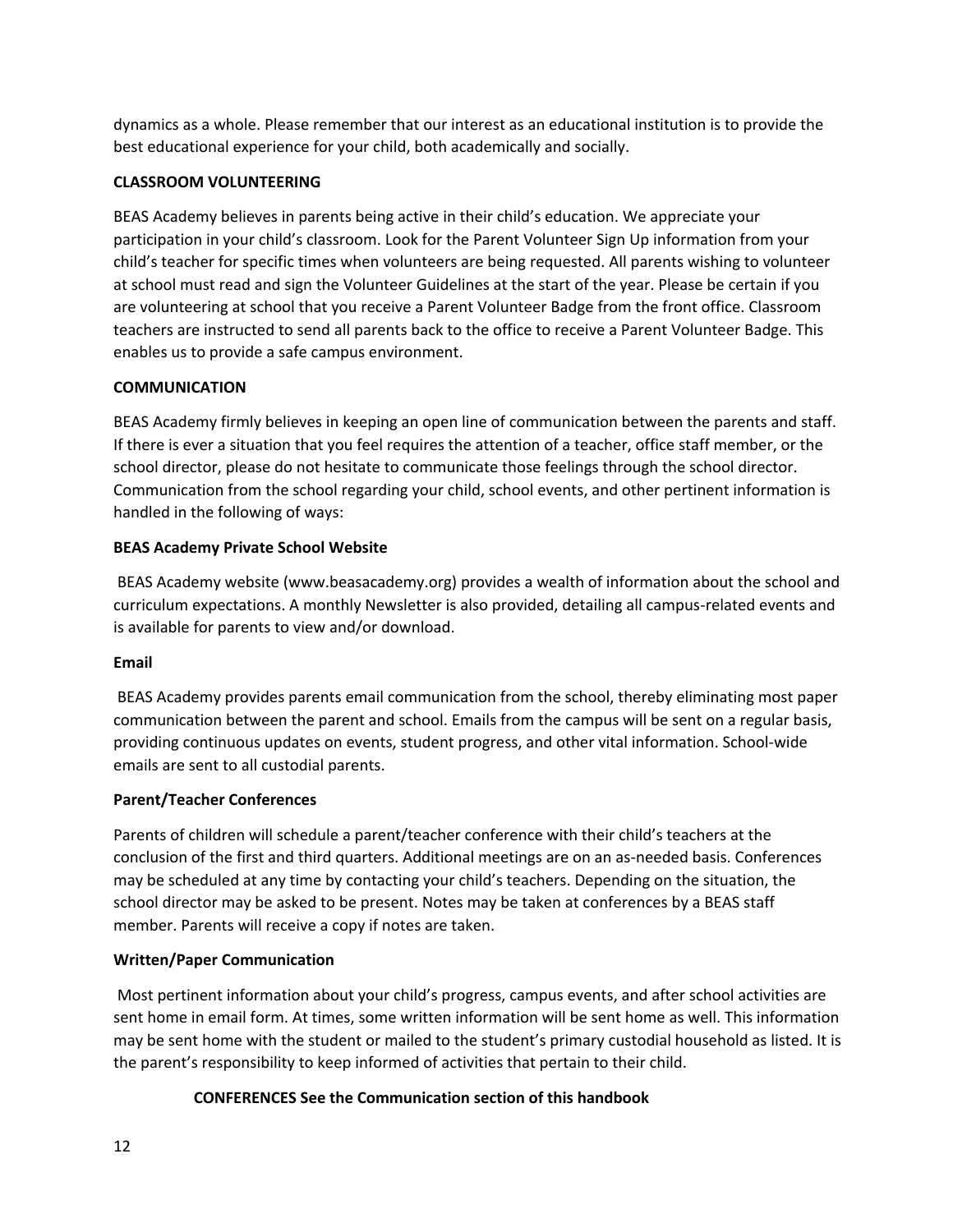dynamics as a whole. Please remember that our interest as an educational institution is to provide the best educational experience for your child, both academically and socially.

**CLASSROOM VOLUNTEERING**

BEAS Academy believes in parents being active in their child's education. We appreciate your participation in your child's classroom. Look for the Parent Volunteer Sign Up information from your child's teacher for specific times when volunteers are being requested. All parents wishing to volunteer at school must read and sign the Volunteer Guidelines at the start of the year. Please be certain if you are volunteering at school that you receive a Parent Volunteer Badge from the front office. Classroom teachers are instructed to send all parents back to the office to receive a Parent Volunteer Badge. This enables us to provide a safe campus environment.

**COMMUNICATION**

BEAS Academy firmly believes in keeping an open line of communication between the parents and staff. If there is ever a situation that you feel requires the attention of a teacher, office staff member, or the school director, please do not hesitate to communicate those feelings through the school director. Communication from the school regarding your child, school events, and other pertinent information is handled in the following of ways:

**BEAS Academy Private School Website**

BEAS Academy website (www.beasacademy.org) provides a wealth of information about the school and curriculum expectations. A monthly Newsletter is also provided, detailing all campus-related events and is available for parents to view and/or download.

**Email**

BEAS Academy provides parents email communication from the school, thereby eliminating most paper communication between the parent and school. Emails from the campus will be sent on a regular basis, providing continuous updates on events, student progress, and other vital information. School-wide emails are sent to all custodial parents.

**Parent/Teacher Conferences**

Parents of children will schedule a parent/teacher conference with their child's teachers at the conclusion of the first and third quarters. Additional meetings are on an as-needed basis. Conferences may be scheduled at any time by contacting your child's teachers. Depending on the situation, the school director may be asked to be present. Notes may be taken at conferences by a BEAS staff member. Parents will receive a copy if notes are taken.

**Written/Paper Communication**

Most pertinent information about your child's progress, campus events, and after school activities are sent home in email form. At times, some written information will be sent home as well. This information may be sent home with the student or mailed to the student's primary custodial household as listed. It is the parent's responsibility to keep informed of activities that pertain to their child.

**CONFERENCES See the Communication section of this handbook**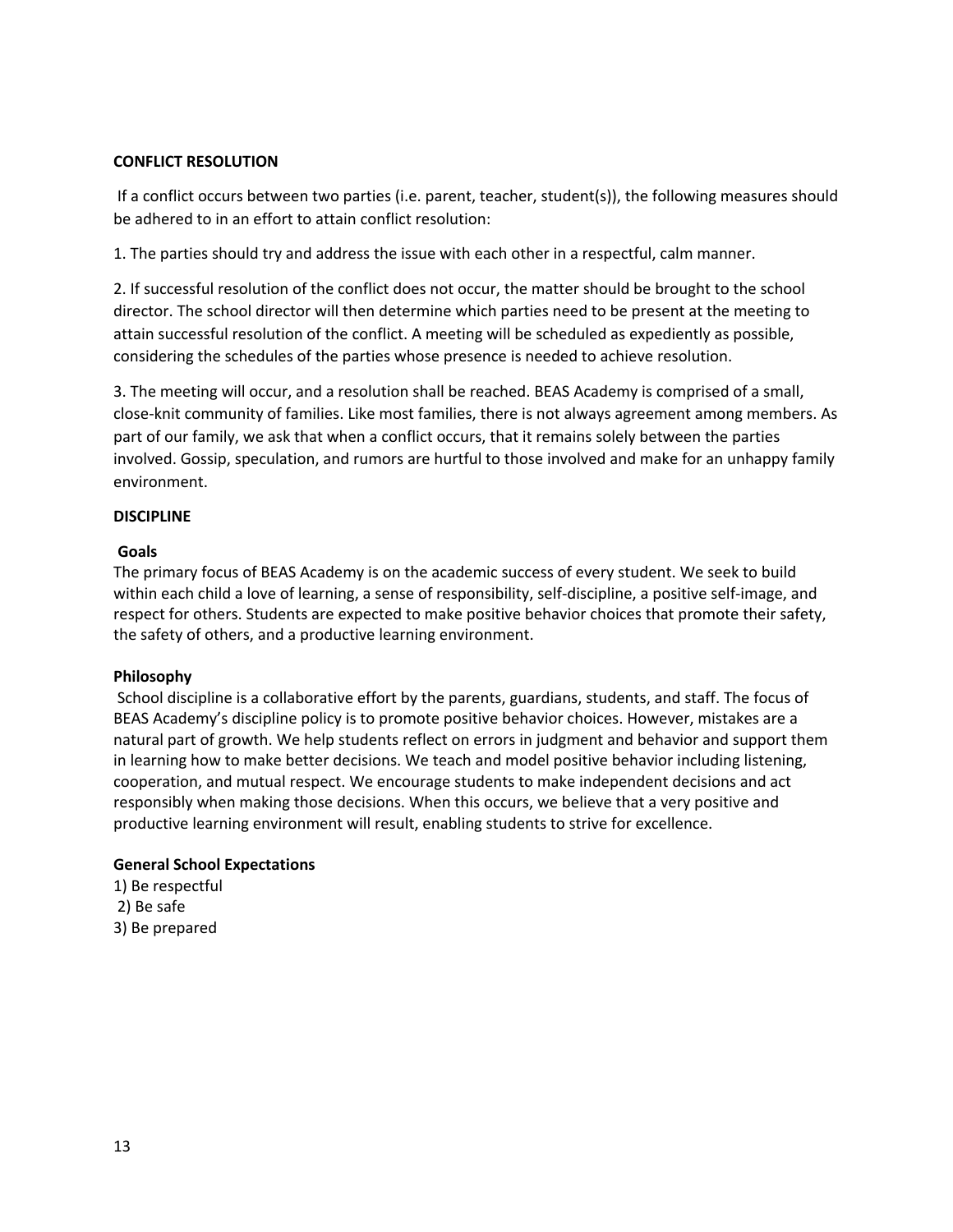**CONFLICT RESOLUTION**

If a conflict occurs between two parties (i.e. parent, teacher, student(s)), the following measures should be adhered to in an effort to attain conflict resolution:

1. The parties should try and address the issue with each other in a respectful, calm manner.

2. If successful resolution of the conflict does not occur, the matter should be brought to the school director. The school director will then determine which parties need to be present at the meeting to attain successful resolution of the conflict. A meeting will be scheduled as expediently as possible, considering the schedules of the parties whose presence is needed to achieve resolution.

3. The meeting will occur, and a resolution shall be reached. BEAS Academy is comprised of a small, close-knit community of families. Like most families, there is not always agreement among members. As part of our family, we ask that when a conflict occurs, that it remains solely between the parties involved. Gossip, speculation, and rumors are hurtful to those involved and make for an unhappy family environment.

**DISCIPLINE**

**Goals**
The primary focus of BEAS Academy is on the academic success of every student. We seek to build within each child a love of learning, a sense of responsibility, self-discipline, a positive self-image, and respect for others. Students are expected to make positive behavior choices that promote their safety, the safety of others, and a productive learning environment.

**Philosophy**
School discipline is a collaborative effort by the parents, guardians, students, and staff. The focus of BEAS Academy's discipline policy is to promote positive behavior choices. However, mistakes are a natural part of growth. We help students reflect on errors in judgment and behavior and support them in learning how to make better decisions. We teach and model positive behavior including listening, cooperation, and mutual respect. We encourage students to make independent decisions and act responsibly when making those decisions. When this occurs, we believe that a very positive and productive learning environment will result, enabling students to strive for excellence.

**General School Expectations**
1) Be respectful
2) Be safe
3) Be prepared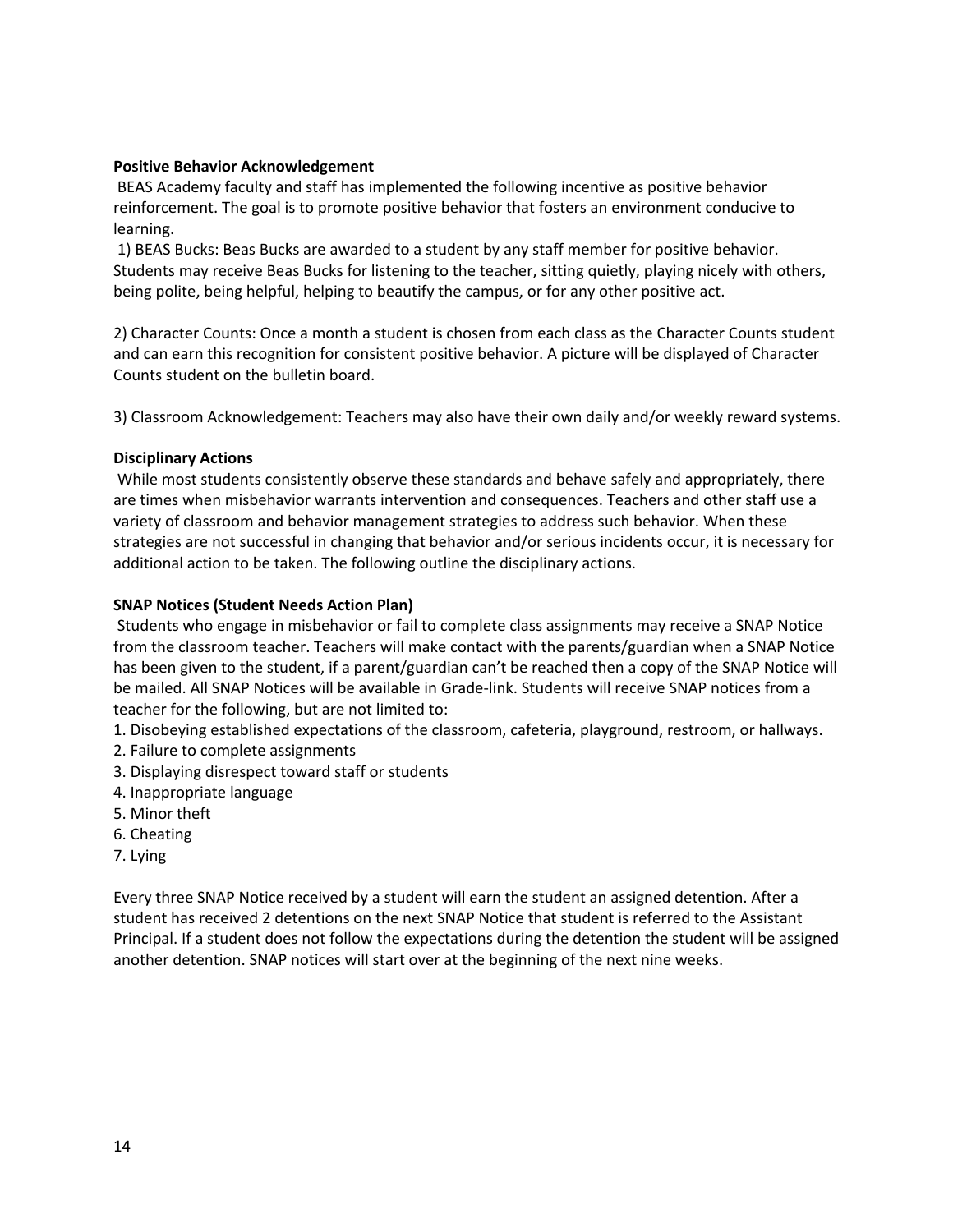**Positive Behavior Acknowledgement**

BEAS Academy faculty and staff has implemented the following incentive as positive behavior reinforcement. The goal is to promote positive behavior that fosters an environment conducive to learning.

1) BEAS Bucks: Beas Bucks are awarded to a student by any staff member for positive behavior. Students may receive Beas Bucks for listening to the teacher, sitting quietly, playing nicely with others, being polite, being helpful, helping to beautify the campus, or for any other positive act.

2) Character Counts: Once a month a student is chosen from each class as the Character Counts student and can earn this recognition for consistent positive behavior. A picture will be displayed of Character Counts student on the bulletin board.

3) Classroom Acknowledgement: Teachers may also have their own daily and/or weekly reward systems.

**Disciplinary Actions**

While most students consistently observe these standards and behave safely and appropriately, there are times when misbehavior warrants intervention and consequences. Teachers and other staff use a variety of classroom and behavior management strategies to address such behavior. When these strategies are not successful in changing that behavior and/or serious incidents occur, it is necessary for additional action to be taken. The following outline the disciplinary actions.

**SNAP Notices (Student Needs Action Plan)**

Students who engage in misbehavior or fail to complete class assignments may receive a SNAP Notice from the classroom teacher. Teachers will make contact with the parents/guardian when a SNAP Notice has been given to the student, if a parent/guardian can't be reached then a copy of the SNAP Notice will be mailed. All SNAP Notices will be available in Grade-link. Students will receive SNAP notices from a teacher for the following, but are not limited to:

1. Disobeying established expectations of the classroom, cafeteria, playground, restroom, or hallways.
2. Failure to complete assignments
3. Displaying disrespect toward staff or students
4. Inappropriate language
5. Minor theft
6. Cheating
7. Lying

Every three SNAP Notice received by a student will earn the student an assigned detention. After a student has received 2 detentions on the next SNAP Notice that student is referred to the Assistant Principal. If a student does not follow the expectations during the detention the student will be assigned another detention. SNAP notices will start over at the beginning of the next nine weeks.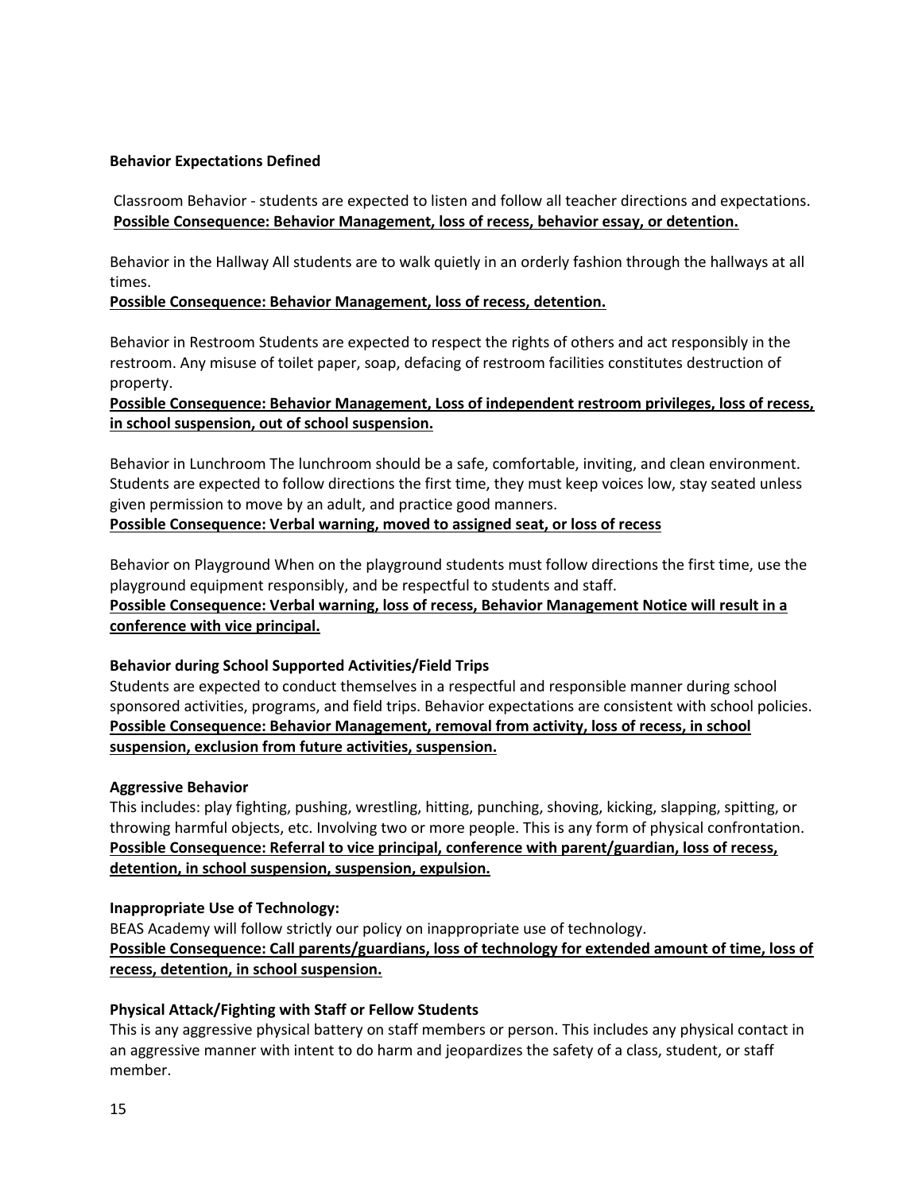**Behavior Expectations Defined**

Classroom Behavior - students are expected to listen and follow all teacher directions and expectations.
**Possible Consequence: Behavior Management, loss of recess, behavior essay, or detention.**

Behavior in the Hallway All students are to walk quietly in an orderly fashion through the hallways at all times.
**Possible Consequence: Behavior Management, loss of recess, detention.**

Behavior in Restroom Students are expected to respect the rights of others and act responsibly in the restroom. Any misuse of toilet paper, soap, defacing of restroom facilities constitutes destruction of property.
**Possible Consequence: Behavior Management, Loss of independent restroom privileges, loss of recess, in school suspension, out of school suspension.**

Behavior in Lunchroom The lunchroom should be a safe, comfortable, inviting, and clean environment. Students are expected to follow directions the first time, they must keep voices low, stay seated unless given permission to move by an adult, and practice good manners.
**Possible Consequence: Verbal warning, moved to assigned seat, or loss of recess**

Behavior on Playground When on the playground students must follow directions the first time, use the playground equipment responsibly, and be respectful to students and staff.
**Possible Consequence: Verbal warning, loss of recess, Behavior Management Notice will result in a conference with vice principal.**

**Behavior during School Supported Activities/Field Trips**
Students are expected to conduct themselves in a respectful and responsible manner during school sponsored activities, programs, and field trips. Behavior expectations are consistent with school policies.
**Possible Consequence: Behavior Management, removal from activity, loss of recess, in school suspension, exclusion from future activities, suspension.**

**Aggressive Behavior**
This includes: play fighting, pushing, wrestling, hitting, punching, shoving, kicking, slapping, spitting, or throwing harmful objects, etc. Involving two or more people. This is any form of physical confrontation.
**Possible Consequence: Referral to vice principal, conference with parent/guardian, loss of recess, detention, in school suspension, suspension, expulsion.**

**Inappropriate Use of Technology:**
BEAS Academy will follow strictly our policy on inappropriate use of technology.
**Possible Consequence: Call parents/guardians, loss of technology for extended amount of time, loss of recess, detention, in school suspension.**

**Physical Attack/Fighting with Staff or Fellow Students**
This is any aggressive physical battery on staff members or person. This includes any physical contact in an aggressive manner with intent to do harm and jeopardizes the safety of a class, student, or staff member.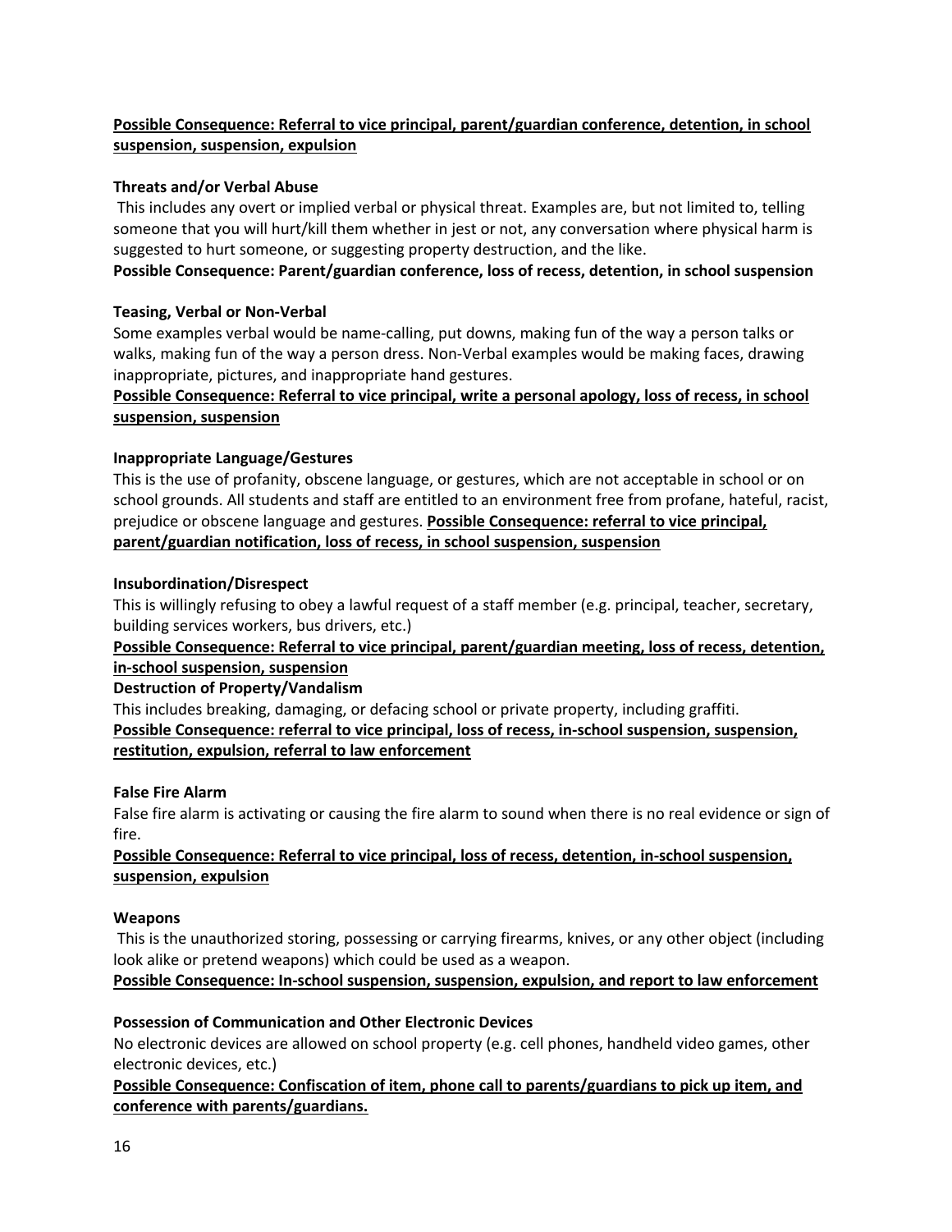**Possible Consequence: Referral to vice principal, parent/guardian conference, detention, in school suspension, suspension, expulsion**

**Threats and/or Verbal Abuse**

This includes any overt or implied verbal or physical threat. Examples are, but not limited to, telling someone that you will hurt/kill them whether in jest or not, any conversation where physical harm is suggested to hurt someone, or suggesting property destruction, and the like.

**Possible Consequence: Parent/guardian conference, loss of recess, detention, in school suspension**

**Teasing, Verbal or Non-Verbal**

Some examples verbal would be name-calling, put downs, making fun of the way a person talks or walks, making fun of the way a person dress. Non-Verbal examples would be making faces, drawing inappropriate, pictures, and inappropriate hand gestures.

**Possible Consequence: Referral to vice principal, write a personal apology, loss of recess, in school suspension, suspension**

**Inappropriate Language/Gestures**

This is the use of profanity, obscene language, or gestures, which are not acceptable in school or on school grounds. All students and staff are entitled to an environment free from profane, hateful, racist, prejudice or obscene language and gestures. **Possible Consequence: referral to vice principal, parent/guardian notification, loss of recess, in school suspension, suspension**

**Insubordination/Disrespect**

This is willingly refusing to obey a lawful request of a staff member (e.g. principal, teacher, secretary, building services workers, bus drivers, etc.)

**Possible Consequence: Referral to vice principal, parent/guardian meeting, loss of recess, detention, in-school suspension, suspension**

**Destruction of Property/Vandalism**

This includes breaking, damaging, or defacing school or private property, including graffiti.

**Possible Consequence: referral to vice principal, loss of recess, in-school suspension, suspension, restitution, expulsion, referral to law enforcement**

**False Fire Alarm**

False fire alarm is activating or causing the fire alarm to sound when there is no real evidence or sign of fire.

**Possible Consequence: Referral to vice principal, loss of recess, detention, in-school suspension, suspension, expulsion**

**Weapons**

This is the unauthorized storing, possessing or carrying firearms, knives, or any other object (including look alike or pretend weapons) which could be used as a weapon.

**Possible Consequence: In-school suspension, suspension, expulsion, and report to law enforcement**

**Possession of Communication and Other Electronic Devices**

No electronic devices are allowed on school property (e.g. cell phones, handheld video games, other electronic devices, etc.)

**Possible Consequence: Confiscation of item, phone call to parents/guardians to pick up item, and conference with parents/guardians.**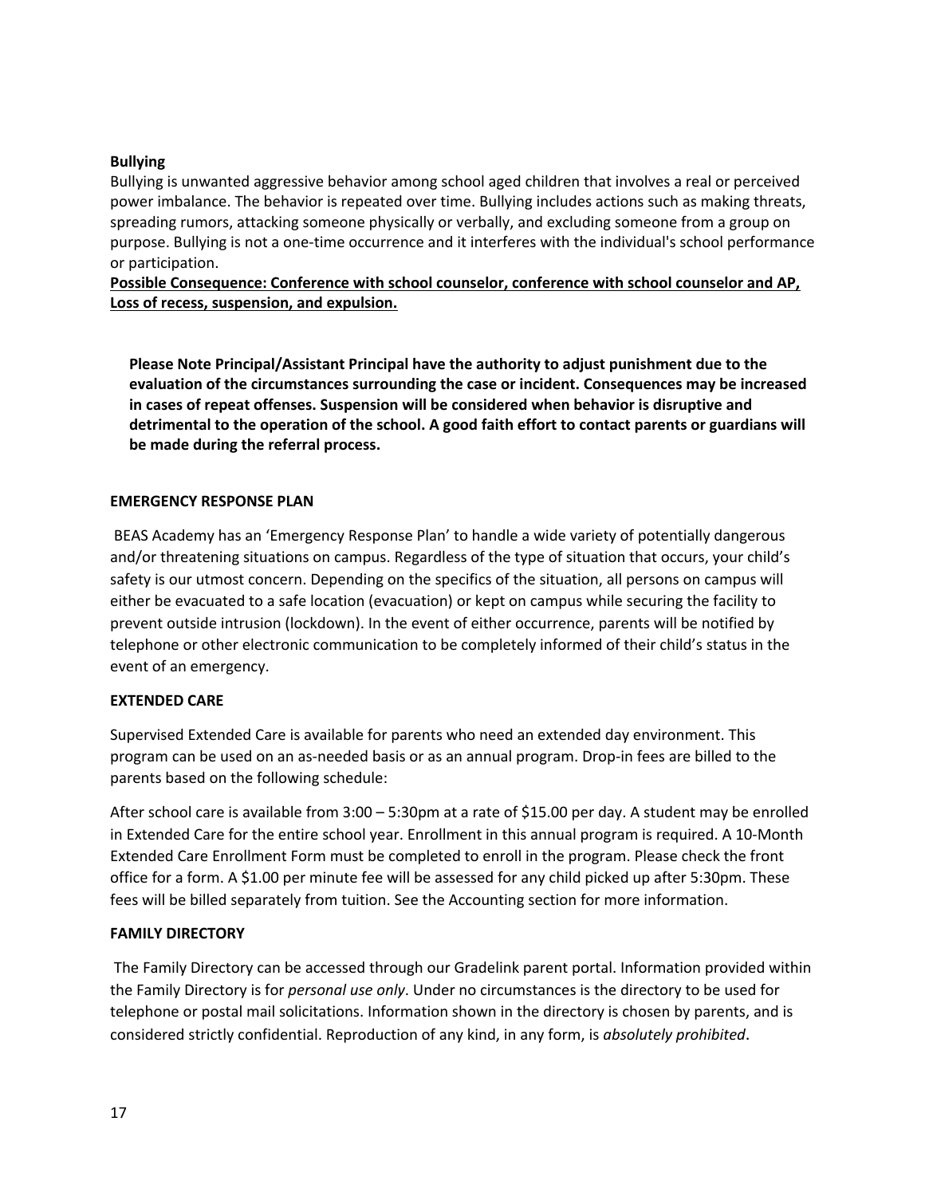**Bullying**

Bullying is unwanted aggressive behavior among school aged children that involves a real or perceived power imbalance. The behavior is repeated over time. Bullying includes actions such as making threats, spreading rumors, attacking someone physically or verbally, and excluding someone from a group on purpose. Bullying is not a one-time occurrence and it interferes with the individual's school performance or participation.

**Possible Consequence: Conference with school counselor, conference with school counselor and AP, Loss of recess, suspension, and expulsion.**

> **Please Note Principal/Assistant Principal have the authority to adjust punishment due to the evaluation of the circumstances surrounding the case or incident. Consequences may be increased in cases of repeat offenses. Suspension will be considered when behavior is disruptive and detrimental to the operation of the school. A good faith effort to contact parents or guardians will be made during the referral process.**

## EMERGENCY RESPONSE PLAN

BEAS Academy has an 'Emergency Response Plan' to handle a wide variety of potentially dangerous and/or threatening situations on campus. Regardless of the type of situation that occurs, your child's safety is our utmost concern. Depending on the specifics of the situation, all persons on campus will either be evacuated to a safe location (evacuation) or kept on campus while securing the facility to prevent outside intrusion (lockdown). In the event of either occurrence, parents will be notified by telephone or other electronic communication to be completely informed of their child's status in the event of an emergency.

## EXTENDED CARE

Supervised Extended Care is available for parents who need an extended day environment. This program can be used on an as-needed basis or as an annual program. Drop-in fees are billed to the parents based on the following schedule:

After school care is available from 3:00 – 5:30pm at a rate of $15.00 per day. A student may be enrolled in Extended Care for the entire school year. Enrollment in this annual program is required. A 10-Month Extended Care Enrollment Form must be completed to enroll in the program. Please check the front office for a form. A $1.00 per minute fee will be assessed for any child picked up after 5:30pm. These fees will be billed separately from tuition. See the Accounting section for more information.

## FAMILY DIRECTORY

The Family Directory can be accessed through our Gradelink parent portal. Information provided within the Family Directory is for *personal use only*. Under no circumstances is the directory to be used for telephone or postal mail solicitations. Information shown in the directory is chosen by parents, and is considered strictly confidential. Reproduction of any kind, in any form, is *absolutely prohibited*.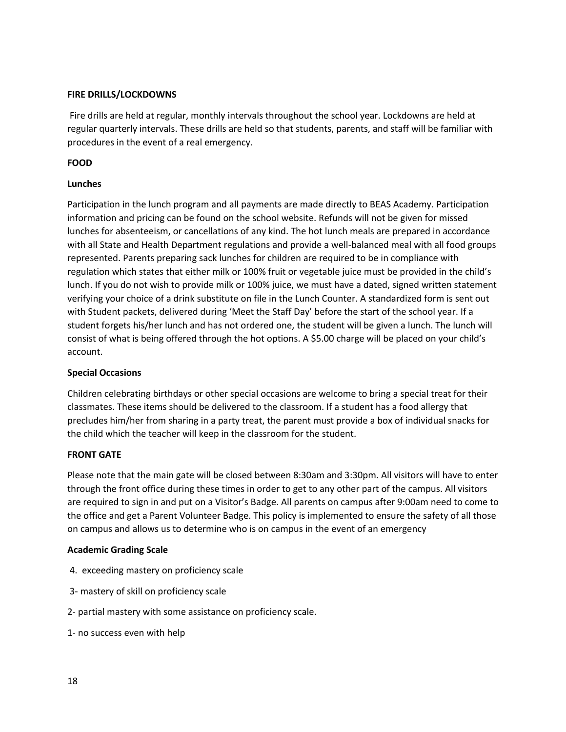**FIRE DRILLS/LOCKDOWNS**

Fire drills are held at regular, monthly intervals throughout the school year. Lockdowns are held at regular quarterly intervals. These drills are held so that students, parents, and staff will be familiar with procedures in the event of a real emergency.

**FOOD**

**Lunches**

Participation in the lunch program and all payments are made directly to BEAS Academy. Participation information and pricing can be found on the school website. Refunds will not be given for missed lunches for absenteeism, or cancellations of any kind. The hot lunch meals are prepared in accordance with all State and Health Department regulations and provide a well-balanced meal with all food groups represented. Parents preparing sack lunches for children are required to be in compliance with regulation which states that either milk or 100% fruit or vegetable juice must be provided in the child's lunch. If you do not wish to provide milk or 100% juice, we must have a dated, signed written statement verifying your choice of a drink substitute on file in the Lunch Counter. A standardized form is sent out with Student packets, delivered during 'Meet the Staff Day' before the start of the school year. If a student forgets his/her lunch and has not ordered one, the student will be given a lunch. The lunch will consist of what is being offered through the hot options. A $5.00 charge will be placed on your child's account.

**Special Occasions**

Children celebrating birthdays or other special occasions are welcome to bring a special treat for their classmates. These items should be delivered to the classroom. If a student has a food allergy that precludes him/her from sharing in a party treat, the parent must provide a box of individual snacks for the child which the teacher will keep in the classroom for the student.

**FRONT GATE**

Please note that the main gate will be closed between 8:30am and 3:30pm. All visitors will have to enter through the front office during these times in order to get to any other part of the campus. All visitors are required to sign in and put on a Visitor's Badge. All parents on campus after 9:00am need to come to the office and get a Parent Volunteer Badge. This policy is implemented to ensure the safety of all those on campus and allows us to determine who is on campus in the event of an emergency

**Academic Grading Scale**

4. exceeding mastery on proficiency scale

3- mastery of skill on proficiency scale

2- partial mastery with some assistance on proficiency scale.

1- no success even with help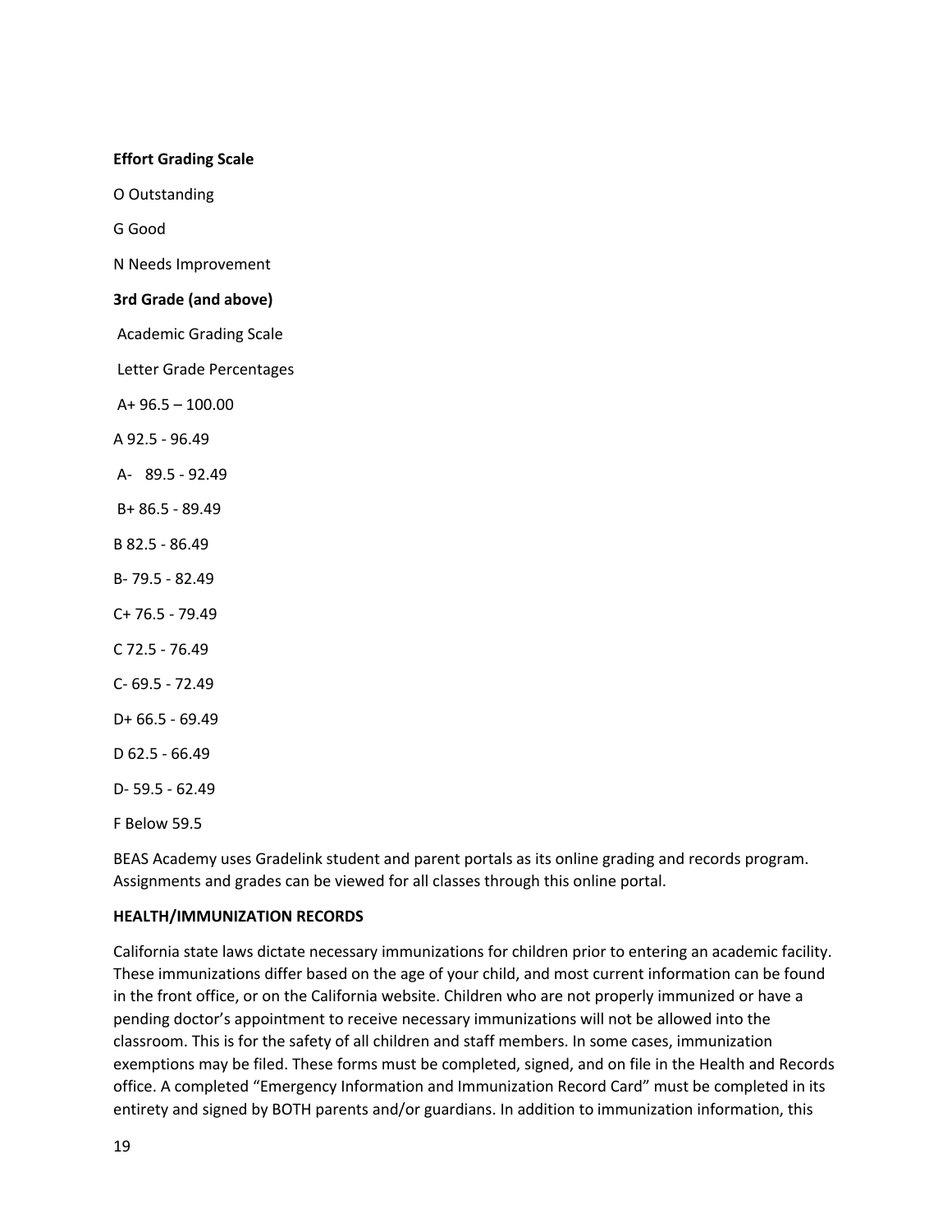**Effort Grading Scale**

O Outstanding

G Good

N Needs Improvement

**3rd Grade (and above)**

Academic Grading Scale

Letter Grade Percentages

A+ 96.5 – 100.00

A 92.5 - 96.49

A- 89.5 - 92.49

B+ 86.5 - 89.49

B 82.5 - 86.49

B- 79.5 - 82.49

C+ 76.5 - 79.49

C 72.5 - 76.49

C- 69.5 - 72.49

D+ 66.5 - 69.49

D 62.5 - 66.49

D- 59.5 - 62.49

F Below 59.5

BEAS Academy uses Gradelink student and parent portals as its online grading and records program. Assignments and grades can be viewed for all classes through this online portal.

**HEALTH/IMMUNIZATION RECORDS**

California state laws dictate necessary immunizations for children prior to entering an academic facility. These immunizations differ based on the age of your child, and most current information can be found in the front office, or on the California website. Children who are not properly immunized or have a pending doctor's appointment to receive necessary immunizations will not be allowed into the classroom. This is for the safety of all children and staff members. In some cases, immunization exemptions may be filed. These forms must be completed, signed, and on file in the Health and Records office. A completed "Emergency Information and Immunization Record Card" must be completed in its entirety and signed by BOTH parents and/or guardians. In addition to immunization information, this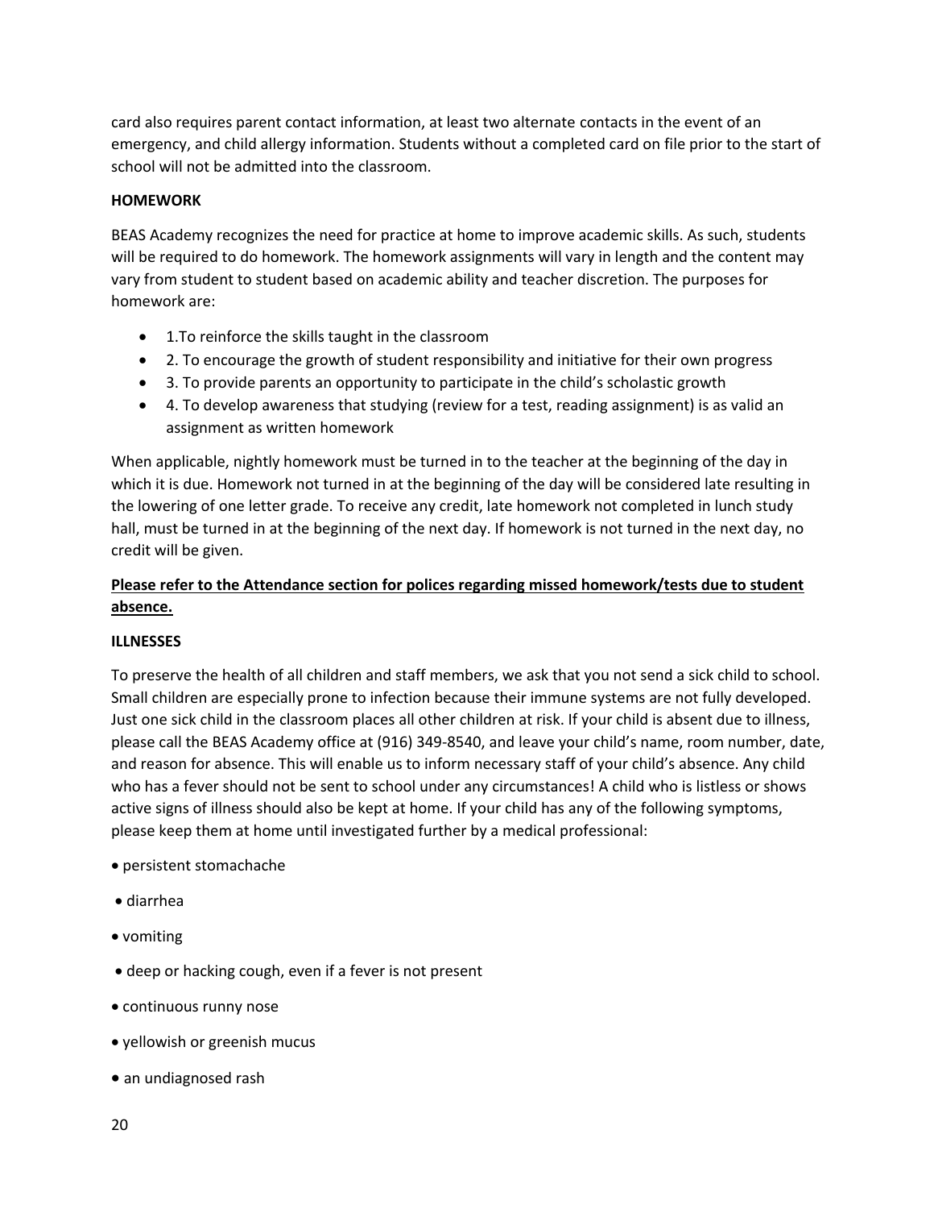card also requires parent contact information, at least two alternate contacts in the event of an emergency, and child allergy information. Students without a completed card on file prior to the start of school will not be admitted into the classroom.

**HOMEWORK**

BEAS Academy recognizes the need for practice at home to improve academic skills. As such, students will be required to do homework. The homework assignments will vary in length and the content may vary from student to student based on academic ability and teacher discretion. The purposes for homework are:

- 1.To reinforce the skills taught in the classroom
- 2. To encourage the growth of student responsibility and initiative for their own progress
- 3. To provide parents an opportunity to participate in the child's scholastic growth
- 4. To develop awareness that studying (review for a test, reading assignment) is as valid an assignment as written homework

When applicable, nightly homework must be turned in to the teacher at the beginning of the day in which it is due. Homework not turned in at the beginning of the day will be considered late resulting in the lowering of one letter grade. To receive any credit, late homework not completed in lunch study hall, must be turned in at the beginning of the next day. If homework is not turned in the next day, no credit will be given.

**<u>Please refer to the Attendance section for polices regarding missed homework/tests due to student absence.</u>**

**ILLNESSES**

To preserve the health of all children and staff members, we ask that you not send a sick child to school. Small children are especially prone to infection because their immune systems are not fully developed. Just one sick child in the classroom places all other children at risk. If your child is absent due to illness, please call the BEAS Academy office at (916) 349-8540, and leave your child's name, room number, date, and reason for absence. This will enable us to inform necessary staff of your child's absence. Any child who has a fever should not be sent to school under any circumstances! A child who is listless or shows active signs of illness should also be kept at home. If your child has any of the following symptoms, please keep them at home until investigated further by a medical professional:

- persistent stomachache
- diarrhea
- vomiting
- deep or hacking cough, even if a fever is not present
- continuous runny nose
- yellowish or greenish mucus
- an undiagnosed rash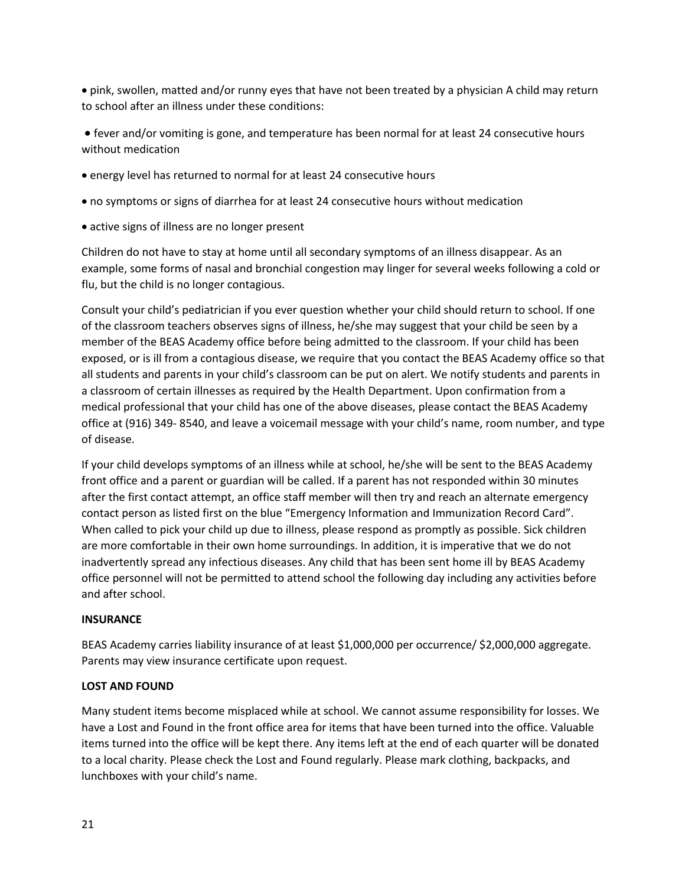- pink, swollen, matted and/or runny eyes that have not been treated by a physician A child may return to school after an illness under these conditions:

- fever and/or vomiting is gone, and temperature has been normal for at least 24 consecutive hours without medication
- energy level has returned to normal for at least 24 consecutive hours
- no symptoms or signs of diarrhea for at least 24 consecutive hours without medication
- active signs of illness are no longer present

Children do not have to stay at home until all secondary symptoms of an illness disappear. As an example, some forms of nasal and bronchial congestion may linger for several weeks following a cold or flu, but the child is no longer contagious.

Consult your child's pediatrician if you ever question whether your child should return to school. If one of the classroom teachers observes signs of illness, he/she may suggest that your child be seen by a member of the BEAS Academy office before being admitted to the classroom. If your child has been exposed, or is ill from a contagious disease, we require that you contact the BEAS Academy office so that all students and parents in your child's classroom can be put on alert. We notify students and parents in a classroom of certain illnesses as required by the Health Department. Upon confirmation from a medical professional that your child has one of the above diseases, please contact the BEAS Academy office at (916) 349- 8540, and leave a voicemail message with your child's name, room number, and type of disease.

If your child develops symptoms of an illness while at school, he/she will be sent to the BEAS Academy front office and a parent or guardian will be called. If a parent has not responded within 30 minutes after the first contact attempt, an office staff member will then try and reach an alternate emergency contact person as listed first on the blue "Emergency Information and Immunization Record Card". When called to pick your child up due to illness, please respond as promptly as possible. Sick children are more comfortable in their own home surroundings. In addition, it is imperative that we do not inadvertently spread any infectious diseases. Any child that has been sent home ill by BEAS Academy office personnel will not be permitted to attend school the following day including any activities before and after school.

**INSURANCE**

BEAS Academy carries liability insurance of at least $1,000,000 per occurrence/ $2,000,000 aggregate. Parents may view insurance certificate upon request.

**LOST AND FOUND**

Many student items become misplaced while at school. We cannot assume responsibility for losses. We have a Lost and Found in the front office area for items that have been turned into the office. Valuable items turned into the office will be kept there. Any items left at the end of each quarter will be donated to a local charity. Please check the Lost and Found regularly. Please mark clothing, backpacks, and lunchboxes with your child's name.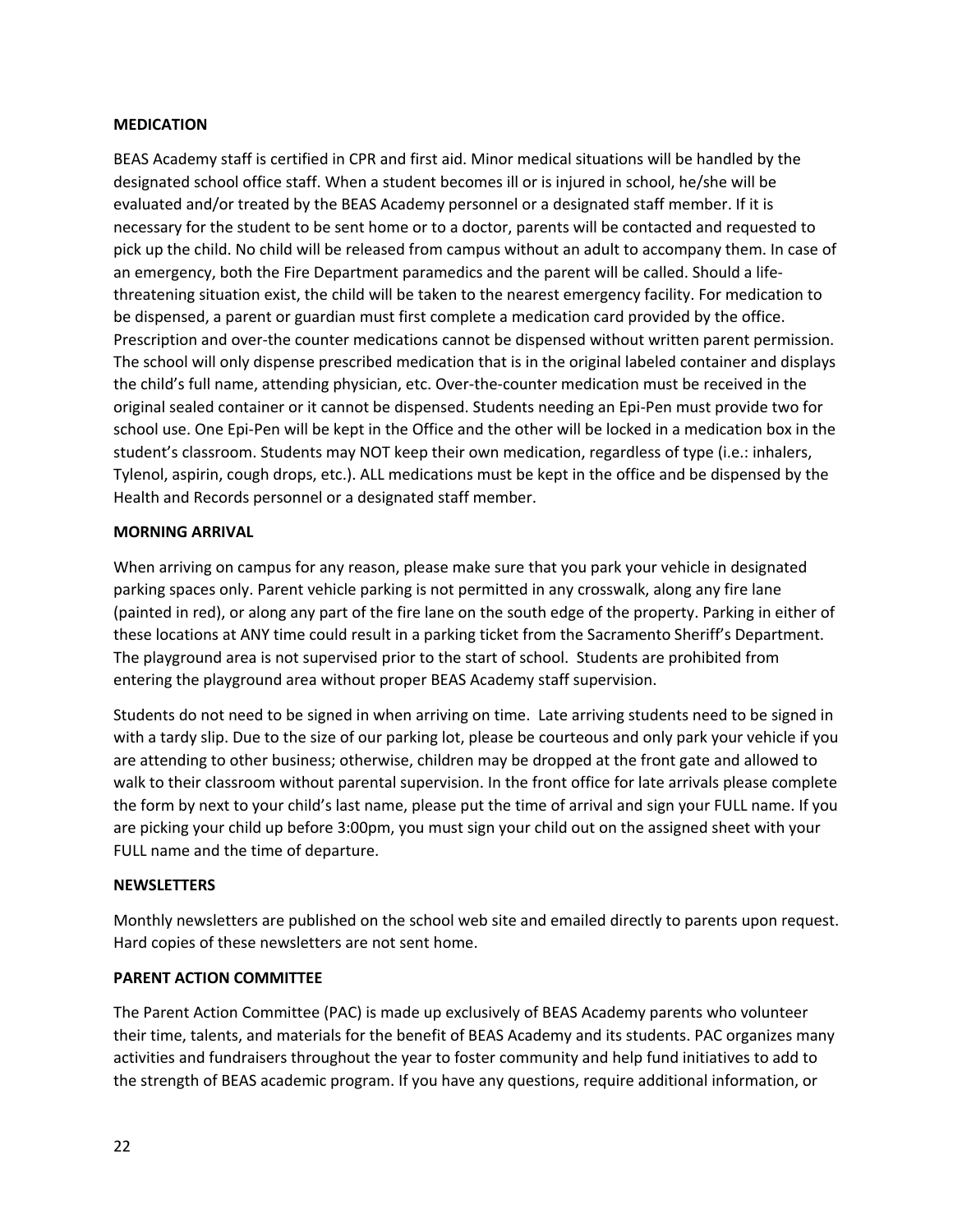**MEDICATION**

BEAS Academy staff is certified in CPR and first aid. Minor medical situations will be handled by the designated school office staff. When a student becomes ill or is injured in school, he/she will be evaluated and/or treated by the BEAS Academy personnel or a designated staff member. If it is necessary for the student to be sent home or to a doctor, parents will be contacted and requested to pick up the child. No child will be released from campus without an adult to accompany them. In case of an emergency, both the Fire Department paramedics and the parent will be called. Should a life-threatening situation exist, the child will be taken to the nearest emergency facility. For medication to be dispensed, a parent or guardian must first complete a medication card provided by the office. Prescription and over-the counter medications cannot be dispensed without written parent permission. The school will only dispense prescribed medication that is in the original labeled container and displays the child's full name, attending physician, etc. Over-the-counter medication must be received in the original sealed container or it cannot be dispensed. Students needing an Epi-Pen must provide two for school use. One Epi-Pen will be kept in the Office and the other will be locked in a medication box in the student's classroom. Students may NOT keep their own medication, regardless of type (i.e.: inhalers, Tylenol, aspirin, cough drops, etc.). ALL medications must be kept in the office and be dispensed by the Health and Records personnel or a designated staff member.

**MORNING ARRIVAL**

When arriving on campus for any reason, please make sure that you park your vehicle in designated parking spaces only. Parent vehicle parking is not permitted in any crosswalk, along any fire lane (painted in red), or along any part of the fire lane on the south edge of the property. Parking in either of these locations at ANY time could result in a parking ticket from the Sacramento Sheriff's Department. The playground area is not supervised prior to the start of school. Students are prohibited from entering the playground area without proper BEAS Academy staff supervision.

Students do not need to be signed in when arriving on time. Late arriving students need to be signed in with a tardy slip. Due to the size of our parking lot, please be courteous and only park your vehicle if you are attending to other business; otherwise, children may be dropped at the front gate and allowed to walk to their classroom without parental supervision. In the front office for late arrivals please complete the form by next to your child's last name, please put the time of arrival and sign your FULL name. If you are picking your child up before 3:00pm, you must sign your child out on the assigned sheet with your FULL name and the time of departure.

**NEWSLETTERS**

Monthly newsletters are published on the school web site and emailed directly to parents upon request. Hard copies of these newsletters are not sent home.

**PARENT ACTION COMMITTEE**

The Parent Action Committee (PAC) is made up exclusively of BEAS Academy parents who volunteer their time, talents, and materials for the benefit of BEAS Academy and its students. PAC organizes many activities and fundraisers throughout the year to foster community and help fund initiatives to add to the strength of BEAS academic program. If you have any questions, require additional information, or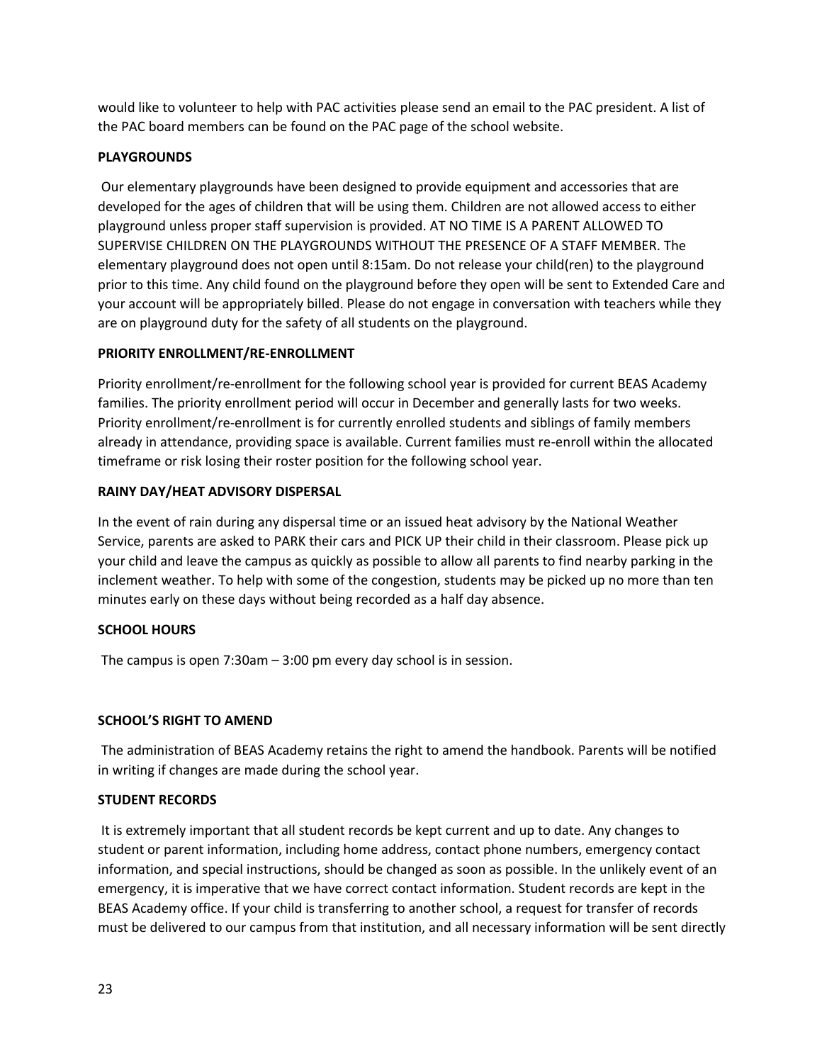would like to volunteer to help with PAC activities please send an email to the PAC president. A list of the PAC board members can be found on the PAC page of the school website.

**PLAYGROUNDS**

Our elementary playgrounds have been designed to provide equipment and accessories that are developed for the ages of children that will be using them. Children are not allowed access to either playground unless proper staff supervision is provided. AT NO TIME IS A PARENT ALLOWED TO SUPERVISE CHILDREN ON THE PLAYGROUNDS WITHOUT THE PRESENCE OF A STAFF MEMBER. The elementary playground does not open until 8:15am. Do not release your child(ren) to the playground prior to this time. Any child found on the playground before they open will be sent to Extended Care and your account will be appropriately billed. Please do not engage in conversation with teachers while they are on playground duty for the safety of all students on the playground.

**PRIORITY ENROLLMENT/RE-ENROLLMENT**

Priority enrollment/re-enrollment for the following school year is provided for current BEAS Academy families. The priority enrollment period will occur in December and generally lasts for two weeks. Priority enrollment/re-enrollment is for currently enrolled students and siblings of family members already in attendance, providing space is available. Current families must re-enroll within the allocated timeframe or risk losing their roster position for the following school year.

**RAINY DAY/HEAT ADVISORY DISPERSAL**

In the event of rain during any dispersal time or an issued heat advisory by the National Weather Service, parents are asked to PARK their cars and PICK UP their child in their classroom. Please pick up your child and leave the campus as quickly as possible to allow all parents to find nearby parking in the inclement weather. To help with some of the congestion, students may be picked up no more than ten minutes early on these days without being recorded as a half day absence.

**SCHOOL HOURS**

The campus is open 7:30am – 3:00 pm every day school is in session.

**SCHOOL'S RIGHT TO AMEND**

The administration of BEAS Academy retains the right to amend the handbook. Parents will be notified in writing if changes are made during the school year.

**STUDENT RECORDS**

It is extremely important that all student records be kept current and up to date. Any changes to student or parent information, including home address, contact phone numbers, emergency contact information, and special instructions, should be changed as soon as possible. In the unlikely event of an emergency, it is imperative that we have correct contact information. Student records are kept in the BEAS Academy office. If your child is transferring to another school, a request for transfer of records must be delivered to our campus from that institution, and all necessary information will be sent directly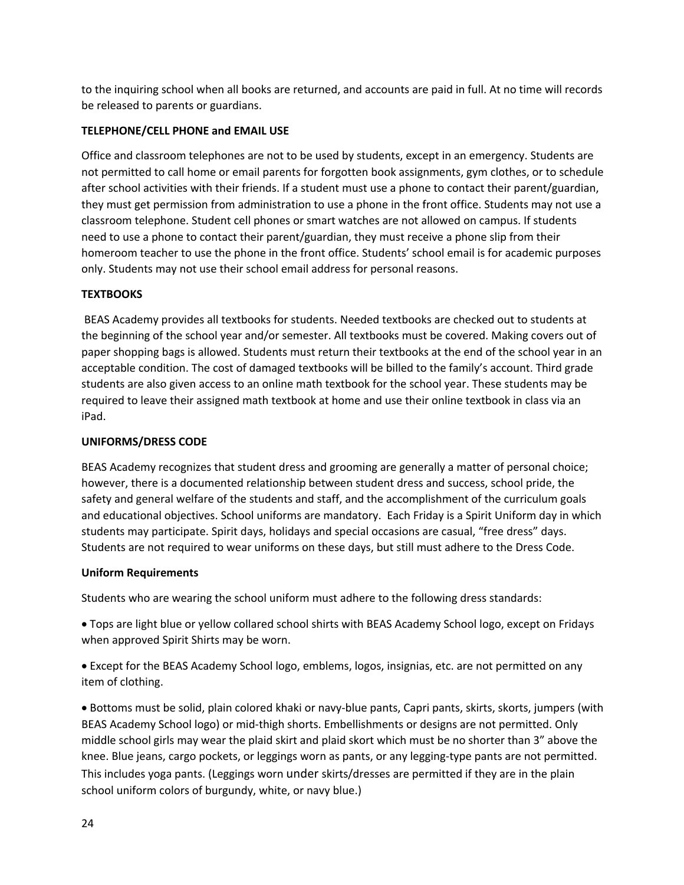to the inquiring school when all books are returned, and accounts are paid in full. At no time will records be released to parents or guardians.

**TELEPHONE/CELL PHONE and EMAIL USE**

Office and classroom telephones are not to be used by students, except in an emergency. Students are not permitted to call home or email parents for forgotten book assignments, gym clothes, or to schedule after school activities with their friends. If a student must use a phone to contact their parent/guardian, they must get permission from administration to use a phone in the front office. Students may not use a classroom telephone. Student cell phones or smart watches are not allowed on campus. If students need to use a phone to contact their parent/guardian, they must receive a phone slip from their homeroom teacher to use the phone in the front office. Students' school email is for academic purposes only. Students may not use their school email address for personal reasons.

**TEXTBOOKS**

BEAS Academy provides all textbooks for students. Needed textbooks are checked out to students at the beginning of the school year and/or semester. All textbooks must be covered. Making covers out of paper shopping bags is allowed. Students must return their textbooks at the end of the school year in an acceptable condition. The cost of damaged textbooks will be billed to the family's account. Third grade students are also given access to an online math textbook for the school year. These students may be required to leave their assigned math textbook at home and use their online textbook in class via an iPad.

**UNIFORMS/DRESS CODE**

BEAS Academy recognizes that student dress and grooming are generally a matter of personal choice; however, there is a documented relationship between student dress and success, school pride, the safety and general welfare of the students and staff, and the accomplishment of the curriculum goals and educational objectives. School uniforms are mandatory. Each Friday is a Spirit Uniform day in which students may participate. Spirit days, holidays and special occasions are casual, "free dress" days. Students are not required to wear uniforms on these days, but still must adhere to the Dress Code.

**Uniform Requirements**

Students who are wearing the school uniform must adhere to the following dress standards:

- Tops are light blue or yellow collared school shirts with BEAS Academy School logo, except on Fridays when approved Spirit Shirts may be worn.
- Except for the BEAS Academy School logo, emblems, logos, insignias, etc. are not permitted on any item of clothing.
- Bottoms must be solid, plain colored khaki or navy-blue pants, Capri pants, skirts, skorts, jumpers (with BEAS Academy School logo) or mid-thigh shorts. Embellishments or designs are not permitted. Only middle school girls may wear the plaid skirt and plaid skort which must be no shorter than 3" above the knee. Blue jeans, cargo pockets, or leggings worn as pants, or any legging-type pants are not permitted. This includes yoga pants. (Leggings worn under skirts/dresses are permitted if they are in the plain school uniform colors of burgundy, white, or navy blue.)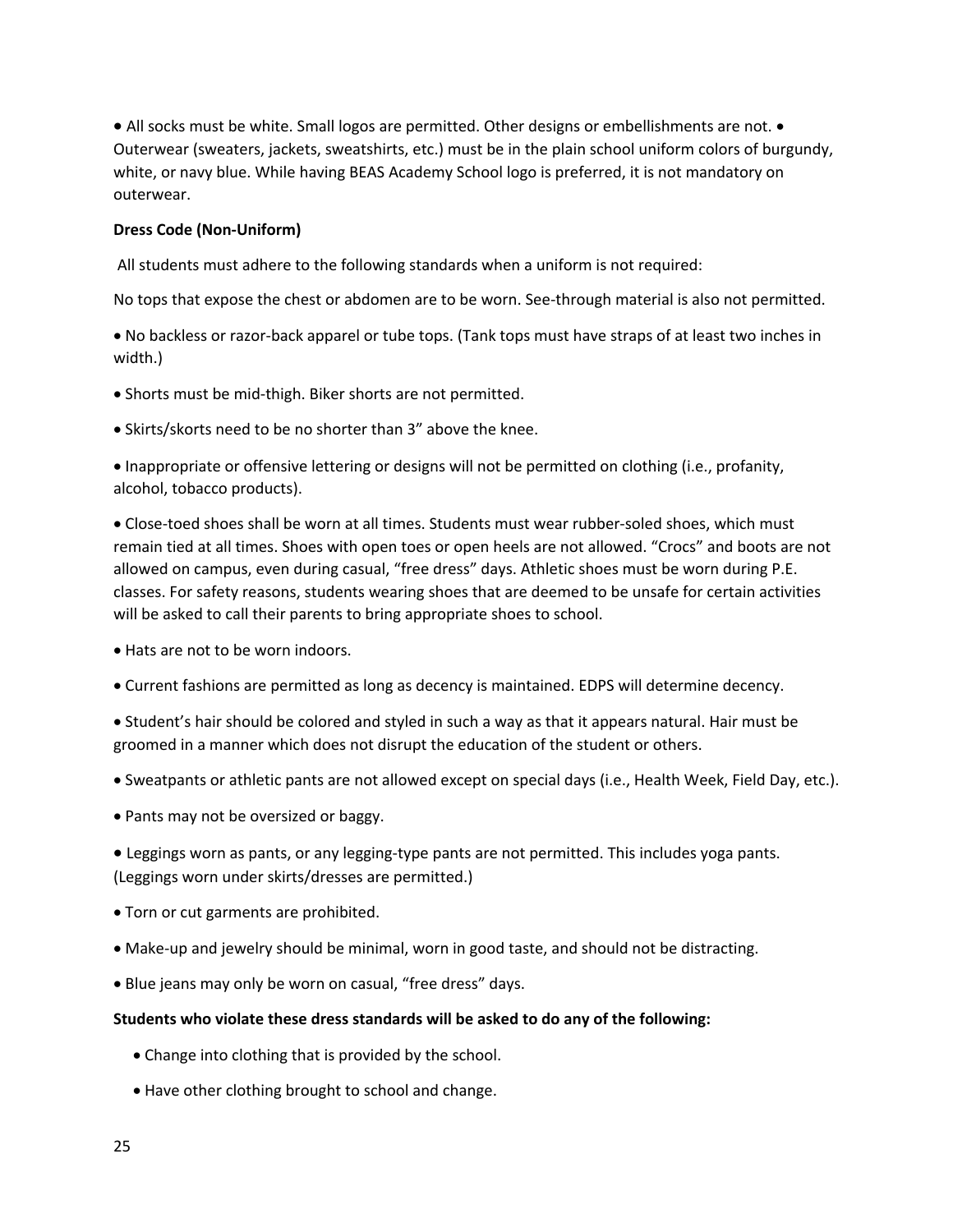- All socks must be white. Small logos are permitted. Other designs or embellishments are not.
- Outerwear (sweaters, jackets, sweatshirts, etc.) must be in the plain school uniform colors of burgundy, white, or navy blue. While having BEAS Academy School logo is preferred, it is not mandatory on outerwear.

**Dress Code (Non-Uniform)**

All students must adhere to the following standards when a uniform is not required:

No tops that expose the chest or abdomen are to be worn. See-through material is also not permitted.

- No backless or razor-back apparel or tube tops. (Tank tops must have straps of at least two inches in width.)
- Shorts must be mid-thigh. Biker shorts are not permitted.
- Skirts/skorts need to be no shorter than 3" above the knee.
- Inappropriate or offensive lettering or designs will not be permitted on clothing (i.e., profanity, alcohol, tobacco products).
- Close-toed shoes shall be worn at all times. Students must wear rubber-soled shoes, which must remain tied at all times. Shoes with open toes or open heels are not allowed. "Crocs" and boots are not allowed on campus, even during casual, "free dress" days. Athletic shoes must be worn during P.E. classes. For safety reasons, students wearing shoes that are deemed to be unsafe for certain activities will be asked to call their parents to bring appropriate shoes to school.
- Hats are not to be worn indoors.
- Current fashions are permitted as long as decency is maintained. EDPS will determine decency.
- Student's hair should be colored and styled in such a way as that it appears natural. Hair must be groomed in a manner which does not disrupt the education of the student or others.
- Sweatpants or athletic pants are not allowed except on special days (i.e., Health Week, Field Day, etc.).
- Pants may not be oversized or baggy.
- Leggings worn as pants, or any legging-type pants are not permitted. This includes yoga pants. (Leggings worn under skirts/dresses are permitted.)
- Torn or cut garments are prohibited.
- Make-up and jewelry should be minimal, worn in good taste, and should not be distracting.
- Blue jeans may only be worn on casual, "free dress" days.

**Students who violate these dress standards will be asked to do any of the following:**

- Change into clothing that is provided by the school.
- Have other clothing brought to school and change.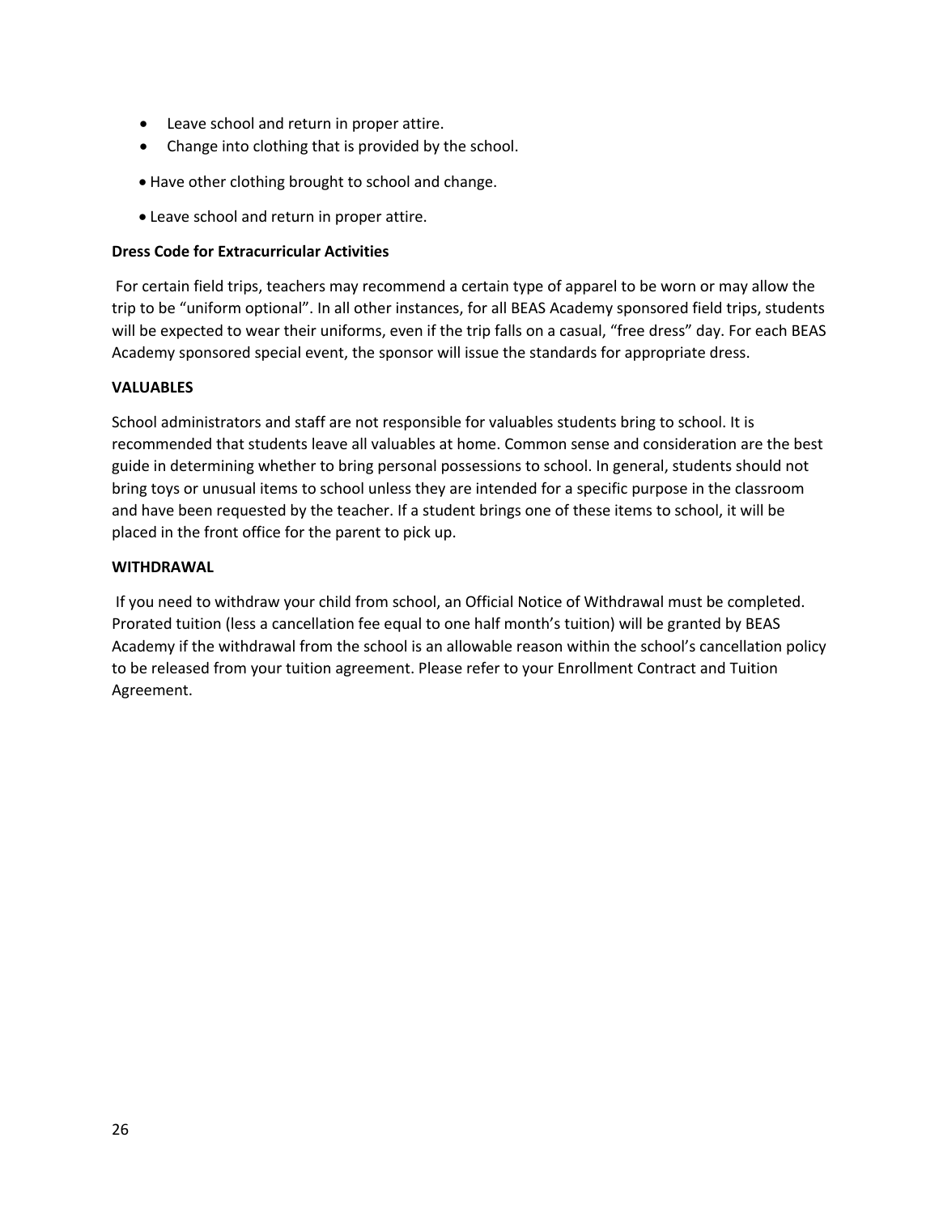- Leave school and return in proper attire.
- Change into clothing that is provided by the school.
- Have other clothing brought to school and change.
- Leave school and return in proper attire.

**Dress Code for Extracurricular Activities**

For certain field trips, teachers may recommend a certain type of apparel to be worn or may allow the trip to be "uniform optional". In all other instances, for all BEAS Academy sponsored field trips, students will be expected to wear their uniforms, even if the trip falls on a casual, "free dress" day. For each BEAS Academy sponsored special event, the sponsor will issue the standards for appropriate dress.

**VALUABLES**

School administrators and staff are not responsible for valuables students bring to school. It is recommended that students leave all valuables at home. Common sense and consideration are the best guide in determining whether to bring personal possessions to school. In general, students should not bring toys or unusual items to school unless they are intended for a specific purpose in the classroom and have been requested by the teacher. If a student brings one of these items to school, it will be placed in the front office for the parent to pick up.

**WITHDRAWAL**

If you need to withdraw your child from school, an Official Notice of Withdrawal must be completed. Prorated tuition (less a cancellation fee equal to one half month's tuition) will be granted by BEAS Academy if the withdrawal from the school is an allowable reason within the school's cancellation policy to be released from your tuition agreement. Please refer to your Enrollment Contract and Tuition Agreement.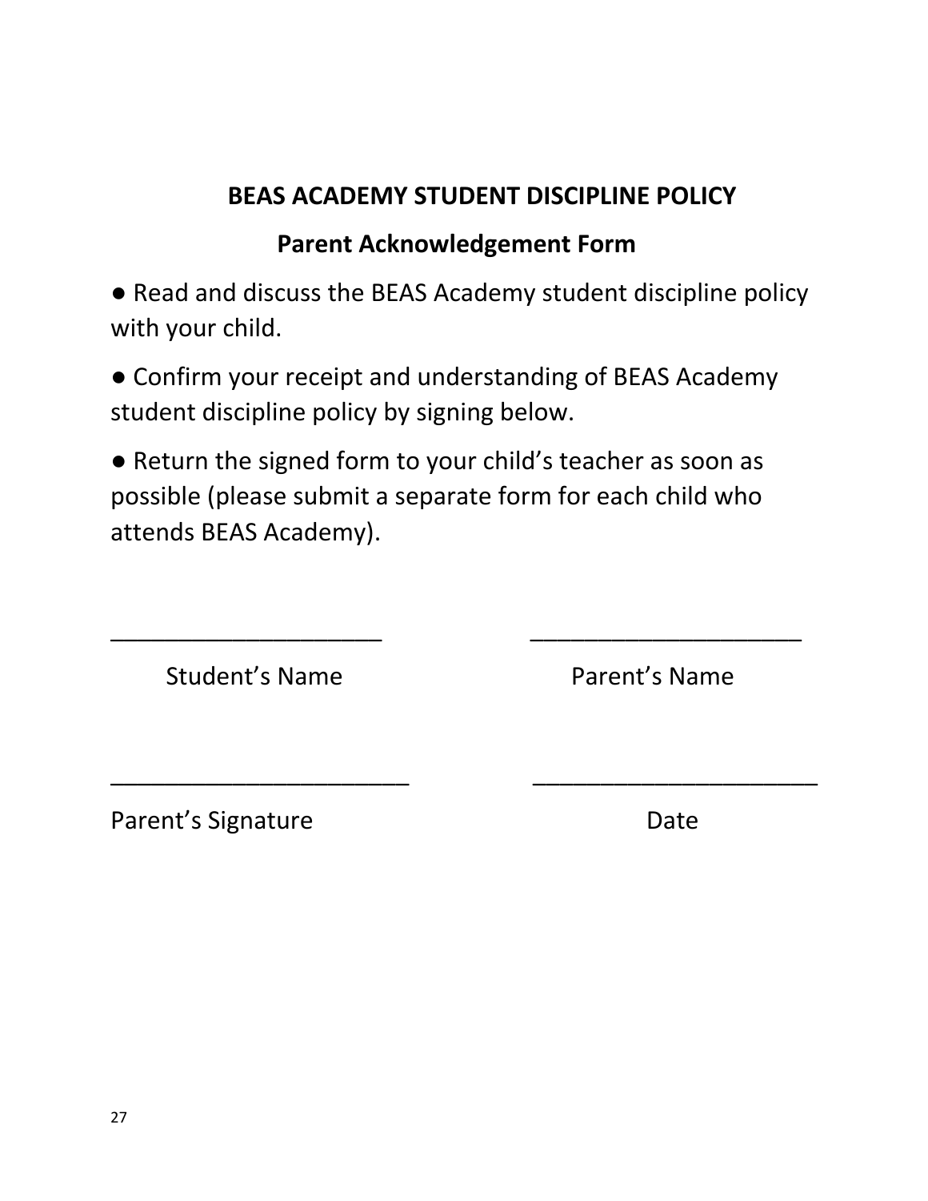# BEAS ACADEMY STUDENT DISCIPLINE POLICY

## Parent Acknowledgement Form

● Read and discuss the BEAS Academy student discipline policy with your child.

● Confirm your receipt and understanding of BEAS Academy student discipline policy by signing below.

● Return the signed form to your child's teacher as soon as possible (please submit a separate form for each child who attends BEAS Academy).

_____________________ _____________________

Student's Name Parent's Name

_______________________ ______________________

Parent's Signature Date